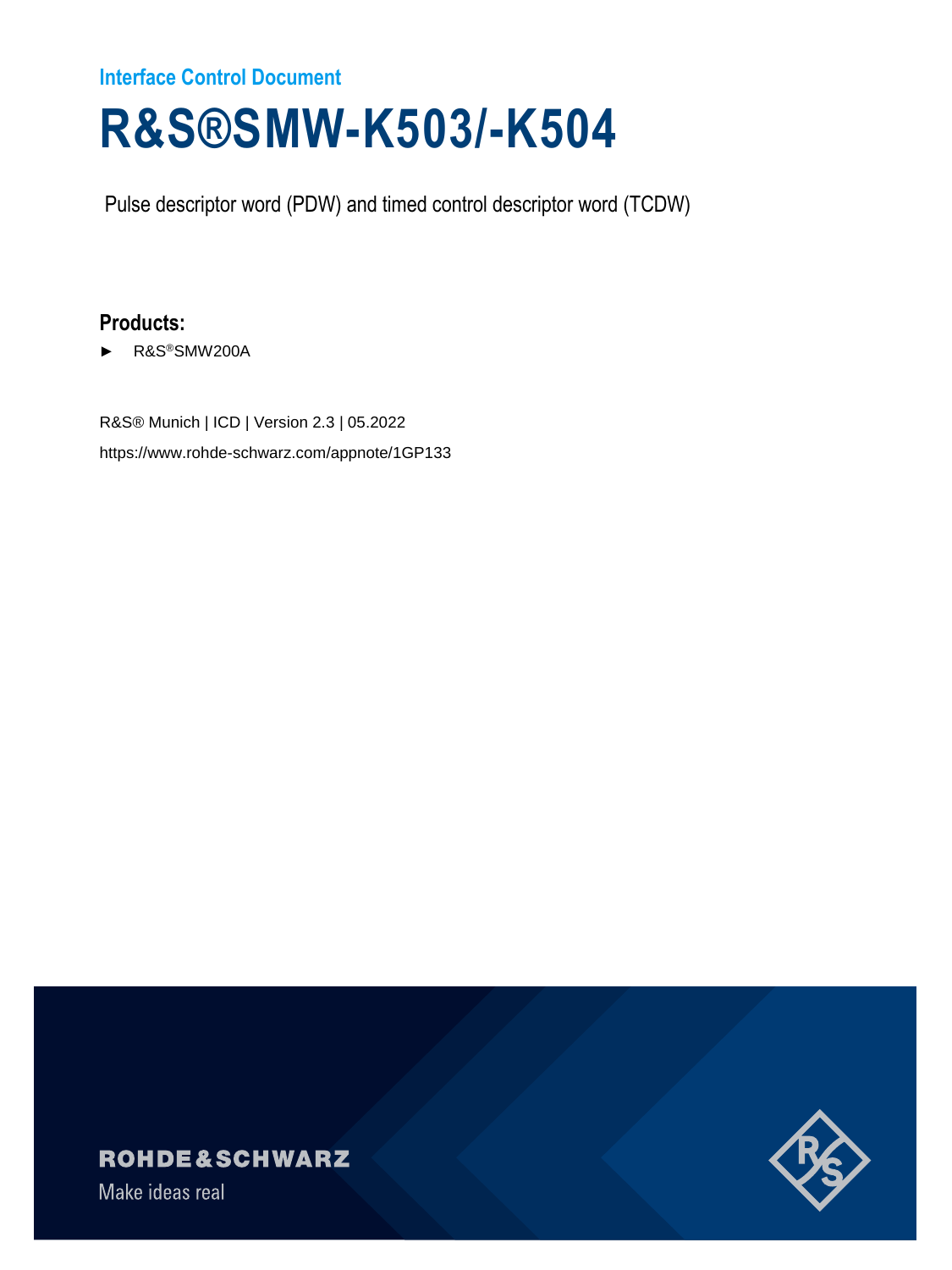Interface Control Document

# R&S®SMW-K503/-K504

Pulse descriptor word (PDW) and timed control descriptor word (TCDW)

**Products:**

- ► R&S®SMW200A

R&S® Munich | ICD | Version 2.3 | 05.2022

https://www.rohde-schwarz.com/appnote/1GP133

ROHDE&SCHWARZ

Make ideas real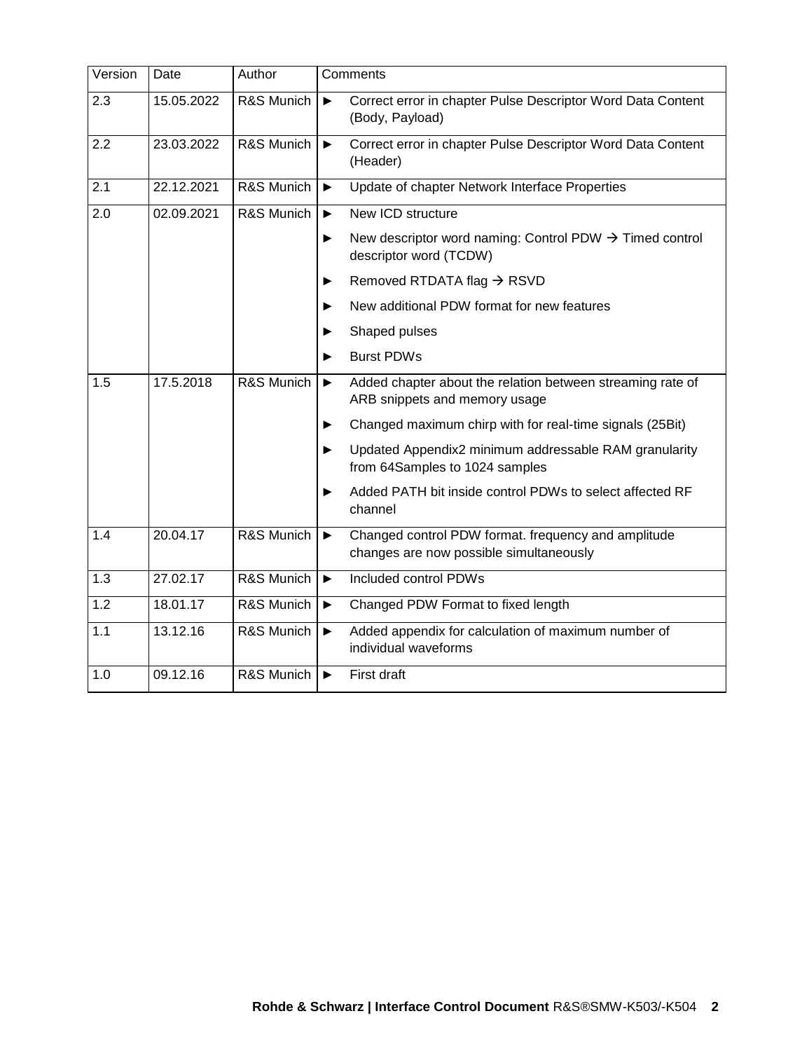| Version | Date | Author | Comments |
|---|---|---|---|
| 2.3 | 15.05.2022 | R&S Munich | ► Correct error in chapter Pulse Descriptor Word Data Content (Body, Payload) |
| 2.2 | 23.03.2022 | R&S Munich | ► Correct error in chapter Pulse Descriptor Word Data Content (Header) |
| 2.1 | 22.12.2021 | R&S Munich | ► Update of chapter Network Interface Properties |
| 2.0 | 02.09.2021 | R&S Munich | ► New ICD structure<br>► New descriptor word naming: Control PDW → Timed control descriptor word (TCDW)<br>► Removed RTDATA flag → RSVD<br>► New additional PDW format for new features<br>► Shaped pulses<br>► Burst PDWs |
| 1.5 | 17.5.2018 | R&S Munich | ► Added chapter about the relation between streaming rate of ARB snippets and memory usage<br>► Changed maximum chirp with for real-time signals (25Bit)<br>► Updated Appendix2 minimum addressable RAM granularity from 64Samples to 1024 samples<br>► Added PATH bit inside control PDWs to select affected RF channel |
| 1.4 | 20.04.17 | R&S Munich | ► Changed control PDW format. frequency and amplitude changes are now possible simultaneously |
| 1.3 | 27.02.17 | R&S Munich | ► Included control PDWs |
| 1.2 | 18.01.17 | R&S Munich | ► Changed PDW Format to fixed length |
| 1.1 | 13.12.16 | R&S Munich | ► Added appendix for calculation of maximum number of individual waveforms |
| 1.0 | 09.12.16 | R&S Munich | ► First draft |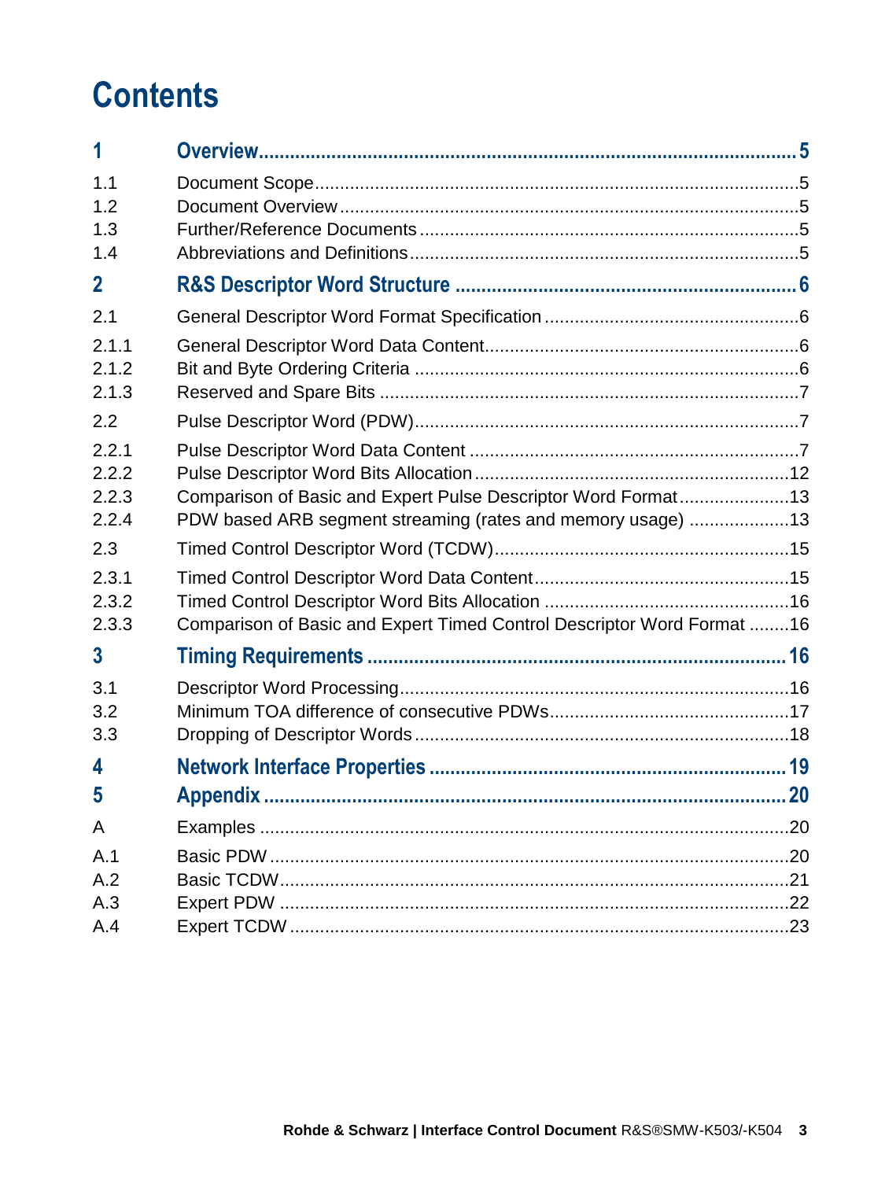# Contents

| | | |
|---|---|---|
| **1** | **Overview** | **5** |
| 1.1 | Document Scope | 5 |
| 1.2 | Document Overview | 5 |
| 1.3 | Further/Reference Documents | 5 |
| 1.4 | Abbreviations and Definitions | 5 |
| **2** | **R&S Descriptor Word Structure** | **6** |
| 2.1 | General Descriptor Word Format Specification | 6 |
| 2.1.1 | General Descriptor Word Data Content | 6 |
| 2.1.2 | Bit and Byte Ordering Criteria | 6 |
| 2.1.3 | Reserved and Spare Bits | 7 |
| 2.2 | Pulse Descriptor Word (PDW) | 7 |
| 2.2.1 | Pulse Descriptor Word Data Content | 7 |
| 2.2.2 | Pulse Descriptor Word Bits Allocation | 12 |
| 2.2.3 | Comparison of Basic and Expert Pulse Descriptor Word Format | 13 |
| 2.2.4 | PDW based ARB segment streaming (rates and memory usage) | 13 |
| 2.3 | Timed Control Descriptor Word (TCDW) | 15 |
| 2.3.1 | Timed Control Descriptor Word Data Content | 15 |
| 2.3.2 | Timed Control Descriptor Word Bits Allocation | 16 |
| 2.3.3 | Comparison of Basic and Expert Timed Control Descriptor Word Format | 16 |
| **3** | **Timing Requirements** | **16** |
| 3.1 | Descriptor Word Processing | 16 |
| 3.2 | Minimum TOA difference of consecutive PDWs | 17 |
| 3.3 | Dropping of Descriptor Words | 18 |
| **4** | **Network Interface Properties** | **19** |
| **5** | **Appendix** | **20** |
| A | Examples | 20 |
| A.1 | Basic PDW | 20 |
| A.2 | Basic TCDW | 21 |
| A.3 | Expert PDW | 22 |
| A.4 | Expert TCDW | 23 |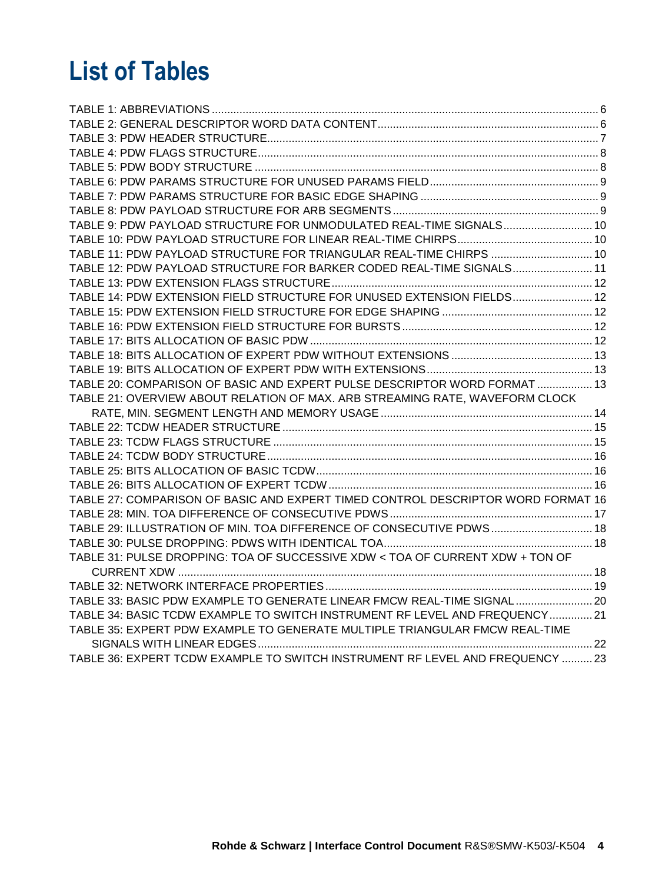# List of Tables

TABLE 1: ABBREVIATIONS ..... 6
TABLE 2: GENERAL DESCRIPTOR WORD DATA CONTENT ..... 6
TABLE 3: PDW HEADER STRUCTURE ..... 7
TABLE 4: PDW FLAGS STRUCTURE ..... 8
TABLE 5: PDW BODY STRUCTURE ..... 8
TABLE 6: PDW PARAMS STRUCTURE FOR UNUSED PARAMS FIELD ..... 9
TABLE 7: PDW PARAMS STRUCTURE FOR BASIC EDGE SHAPING ..... 9
TABLE 8: PDW PAYLOAD STRUCTURE FOR ARB SEGMENTS ..... 9
TABLE 9: PDW PAYLOAD STRUCTURE FOR UNMODULATED REAL-TIME SIGNALS ..... 10
TABLE 10: PDW PAYLOAD STRUCTURE FOR LINEAR REAL-TIME CHIRPS ..... 10
TABLE 11: PDW PAYLOAD STRUCTURE FOR TRIANGULAR REAL-TIME CHIRPS ..... 10
TABLE 12: PDW PAYLOAD STRUCTURE FOR BARKER CODED REAL-TIME SIGNALS ..... 11
TABLE 13: PDW EXTENSION FLAGS STRUCTURE ..... 12
TABLE 14: PDW EXTENSION FIELD STRUCTURE FOR UNUSED EXTENSION FIELDS ..... 12
TABLE 15: PDW EXTENSION FIELD STRUCTURE FOR EDGE SHAPING ..... 12
TABLE 16: PDW EXTENSION FIELD STRUCTURE FOR BURSTS ..... 12
TABLE 17: BITS ALLOCATION OF BASIC PDW ..... 12
TABLE 18: BITS ALLOCATION OF EXPERT PDW WITHOUT EXTENSIONS ..... 13
TABLE 19: BITS ALLOCATION OF EXPERT PDW WITH EXTENSIONS ..... 13
TABLE 20: COMPARISON OF BASIC AND EXPERT PULSE DESCRIPTOR WORD FORMAT ..... 13
TABLE 21: OVERVIEW ABOUT RELATION OF MAX. ARB STREAMING RATE, WAVEFORM CLOCK RATE, MIN. SEGMENT LENGTH AND MEMORY USAGE ..... 14
TABLE 22: TCDW HEADER STRUCTURE ..... 15
TABLE 23: TCDW FLAGS STRUCTURE ..... 15
TABLE 24: TCDW BODY STRUCTURE ..... 16
TABLE 25: BITS ALLOCATION OF BASIC TCDW ..... 16
TABLE 26: BITS ALLOCATION OF EXPERT TCDW ..... 16
TABLE 27: COMPARISON OF BASIC AND EXPERT TIMED CONTROL DESCRIPTOR WORD FORMAT 16
TABLE 28: MIN. TOA DIFFERENCE OF CONSECUTIVE PDWS ..... 17
TABLE 29: ILLUSTRATION OF MIN. TOA DIFFERENCE OF CONSECUTIVE PDWS ..... 18
TABLE 30: PULSE DROPPING: PDWS WITH IDENTICAL TOA ..... 18
TABLE 31: PULSE DROPPING: TOA OF SUCCESSIVE XDW < TOA OF CURRENT XDW + TON OF CURRENT XDW ..... 18
TABLE 32: NETWORK INTERFACE PROPERTIES ..... 19
TABLE 33: BASIC PDW EXAMPLE TO GENERATE LINEAR FMCW REAL-TIME SIGNAL ..... 20
TABLE 34: BASIC TCDW EXAMPLE TO SWITCH INSTRUMENT RF LEVEL AND FREQUENCY ..... 21
TABLE 35: EXPERT PDW EXAMPLE TO GENERATE MULTIPLE TRIANGULAR FMCW REAL-TIME SIGNALS WITH LINEAR EDGES ..... 22
TABLE 36: EXPERT TCDW EXAMPLE TO SWITCH INSTRUMENT RF LEVEL AND FREQUENCY ..... 23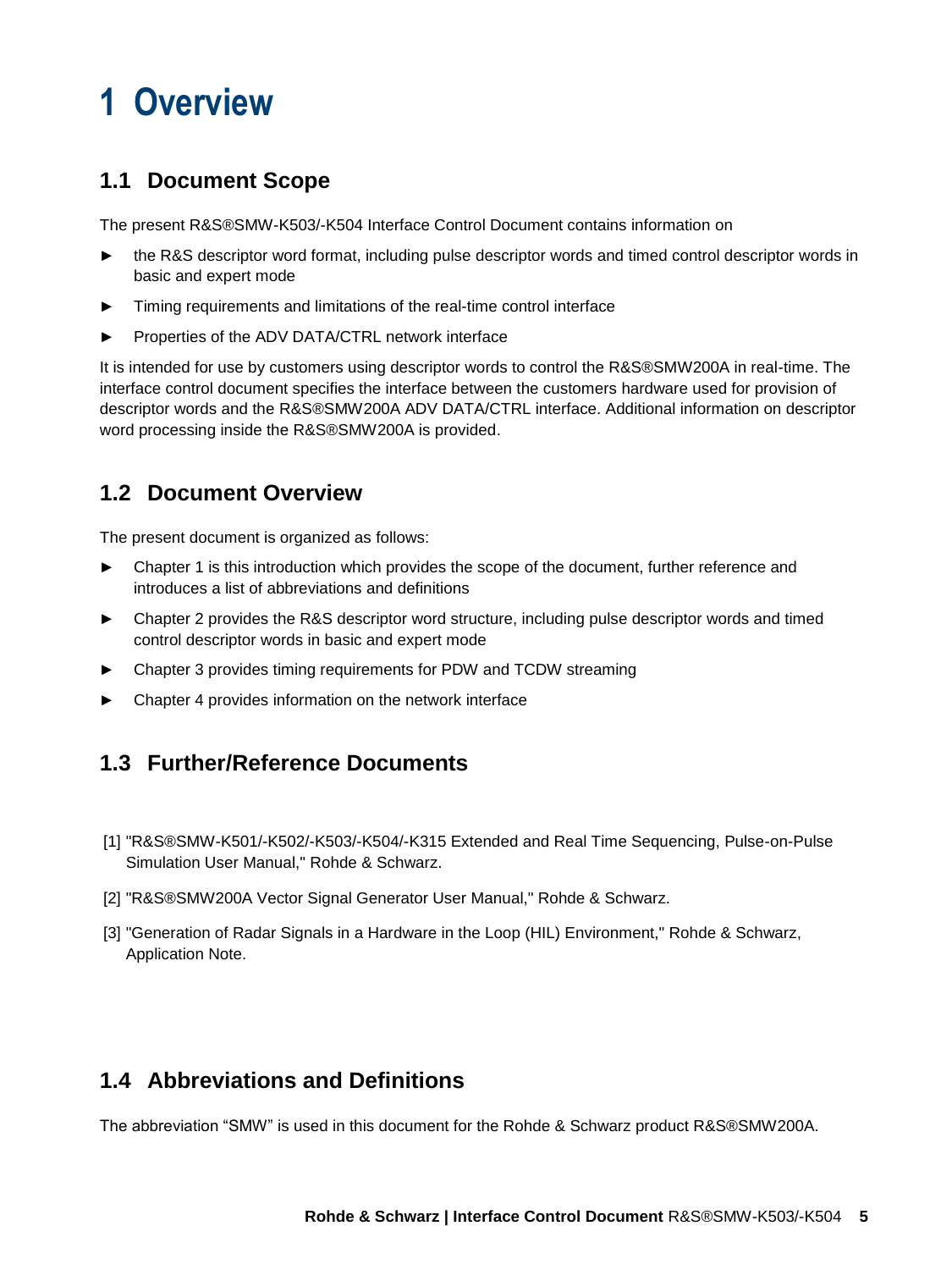# 1 Overview

## 1.1 Document Scope

The present R&S®SMW-K503/-K504 Interface Control Document contains information on

- the R&S descriptor word format, including pulse descriptor words and timed control descriptor words in basic and expert mode
- Timing requirements and limitations of the real-time control interface
- Properties of the ADV DATA/CTRL network interface

It is intended for use by customers using descriptor words to control the R&S®SMW200A in real-time. The interface control document specifies the interface between the customers hardware used for provision of descriptor words and the R&S®SMW200A ADV DATA/CTRL interface. Additional information on descriptor word processing inside the R&S®SMW200A is provided.

## 1.2 Document Overview

The present document is organized as follows:

- Chapter 1 is this introduction which provides the scope of the document, further reference and introduces a list of abbreviations and definitions
- Chapter 2 provides the R&S descriptor word structure, including pulse descriptor words and timed control descriptor words in basic and expert mode
- Chapter 3 provides timing requirements for PDW and TCDW streaming
- Chapter 4 provides information on the network interface

## 1.3 Further/Reference Documents

[1] "R&S®SMW-K501/-K502/-K503/-K504/-K315 Extended and Real Time Sequencing, Pulse-on-Pulse Simulation User Manual," Rohde & Schwarz.

[2] "R&S®SMW200A Vector Signal Generator User Manual," Rohde & Schwarz.

[3] "Generation of Radar Signals in a Hardware in the Loop (HIL) Environment," Rohde & Schwarz, Application Note.

## 1.4 Abbreviations and Definitions

The abbreviation “SMW” is used in this document for the Rohde & Schwarz product R&S®SMW200A.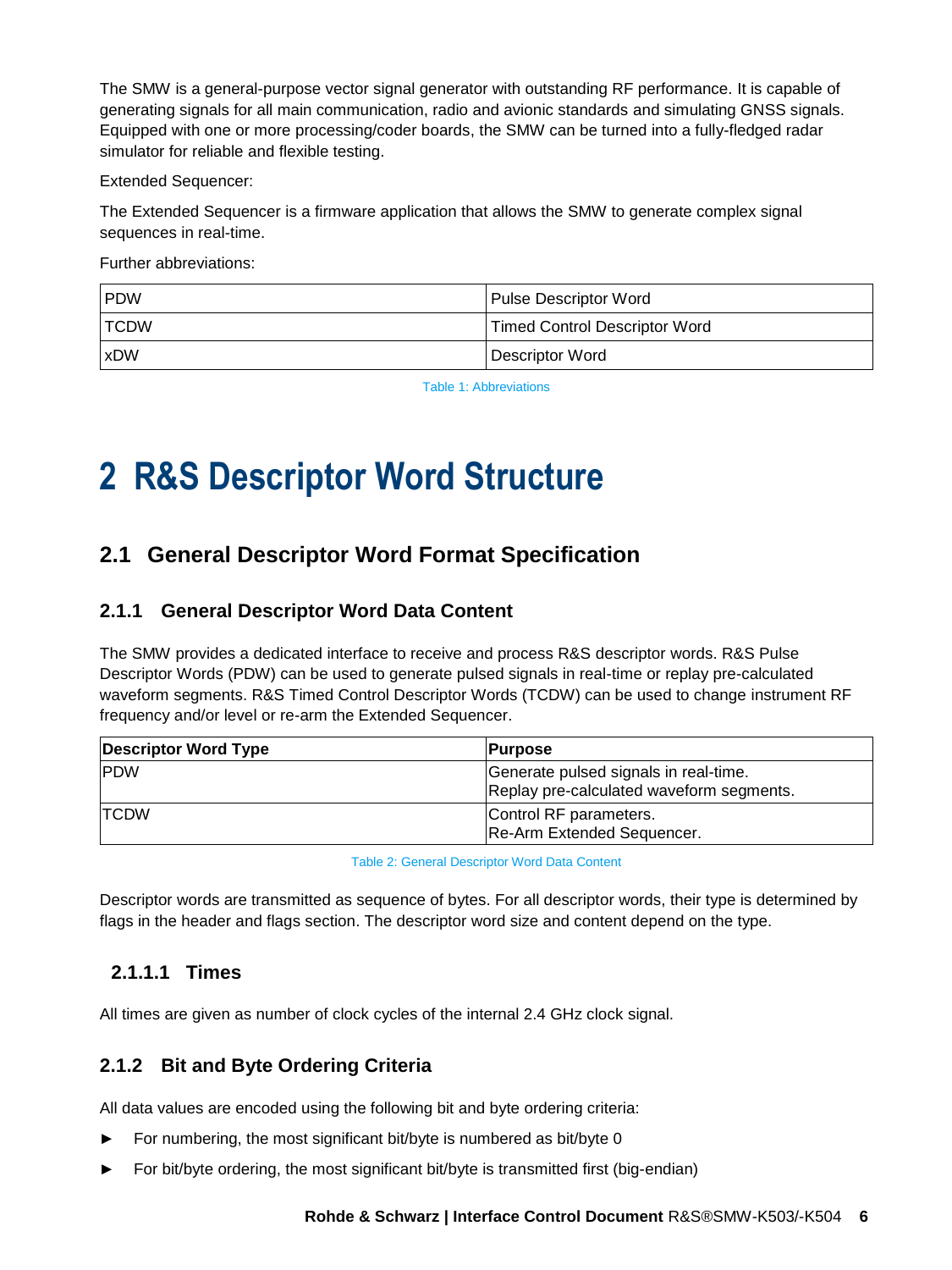The SMW is a general-purpose vector signal generator with outstanding RF performance. It is capable of generating signals for all main communication, radio and avionic standards and simulating GNSS signals. Equipped with one or more processing/coder boards, the SMW can be turned into a fully-fledged radar simulator for reliable and flexible testing.

Extended Sequencer:

The Extended Sequencer is a firmware application that allows the SMW to generate complex signal sequences in real-time.

Further abbreviations:

| | |
|---|---|
| PDW | Pulse Descriptor Word |
| TCDW | Timed Control Descriptor Word |
| xDW | Descriptor Word |

Table 1: Abbreviations

# 2 R&S Descriptor Word Structure

## 2.1 General Descriptor Word Format Specification

### 2.1.1 General Descriptor Word Data Content

The SMW provides a dedicated interface to receive and process R&S descriptor words. R&S Pulse Descriptor Words (PDW) can be used to generate pulsed signals in real-time or replay pre-calculated waveform segments. R&S Timed Control Descriptor Words (TCDW) can be used to change instrument RF frequency and/or level or re-arm the Extended Sequencer.

| Descriptor Word Type | Purpose |
|---|---|
| PDW | Generate pulsed signals in real-time.<br>Replay pre-calculated waveform segments. |
| TCDW | Control RF parameters.<br>Re-Arm Extended Sequencer. |

Table 2: General Descriptor Word Data Content

Descriptor words are transmitted as sequence of bytes. For all descriptor words, their type is determined by flags in the header and flags section. The descriptor word size and content depend on the type.

#### 2.1.1.1 Times

All times are given as number of clock cycles of the internal 2.4 GHz clock signal.

### 2.1.2 Bit and Byte Ordering Criteria

All data values are encoded using the following bit and byte ordering criteria:

- For numbering, the most significant bit/byte is numbered as bit/byte 0
- For bit/byte ordering, the most significant bit/byte is transmitted first (big-endian)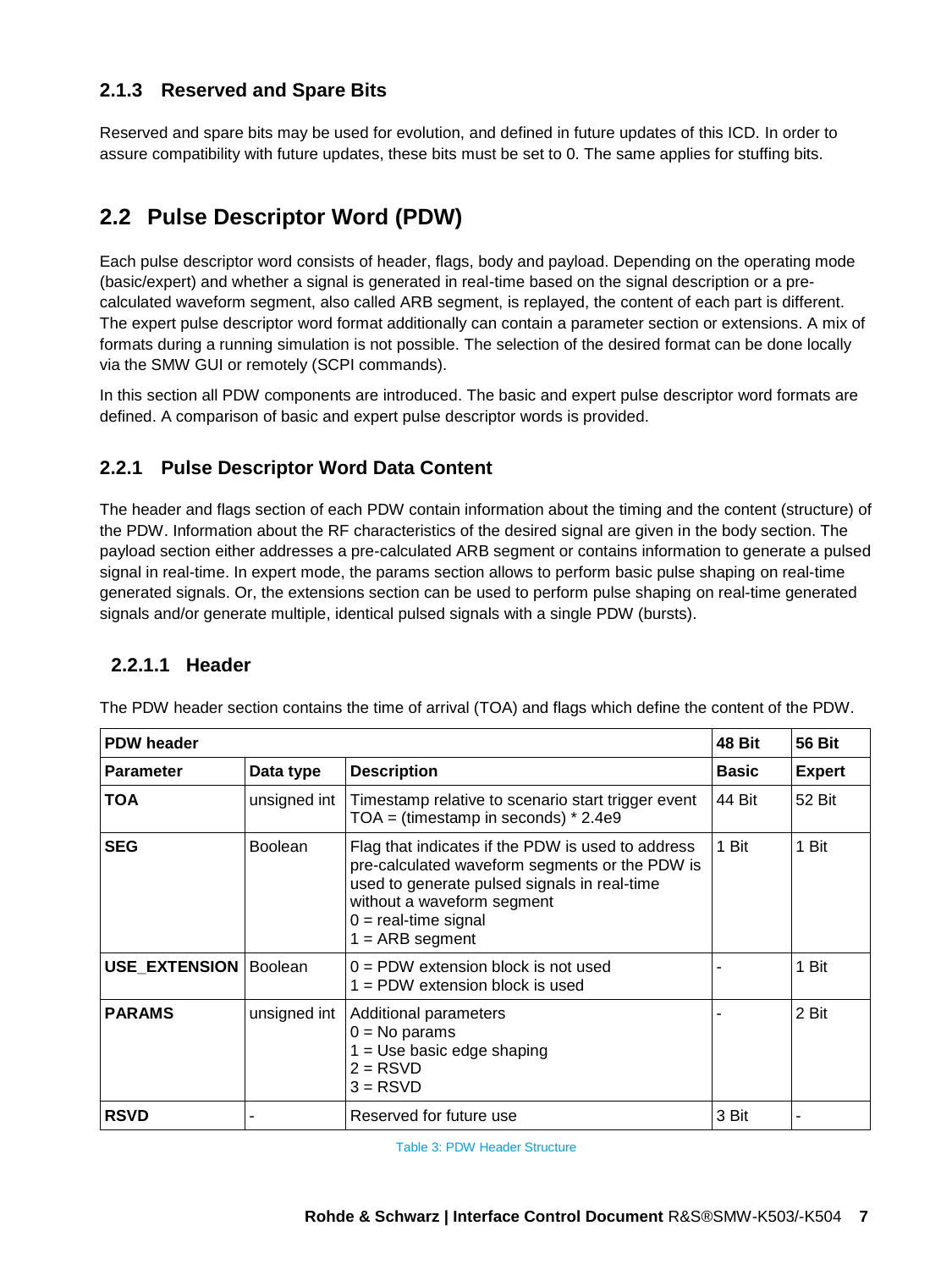### 2.1.3 Reserved and Spare Bits

Reserved and spare bits may be used for evolution, and defined in future updates of this ICD. In order to assure compatibility with future updates, these bits must be set to 0. The same applies for stuffing bits.

## 2.2 Pulse Descriptor Word (PDW)

Each pulse descriptor word consists of header, flags, body and payload. Depending on the operating mode (basic/expert) and whether a signal is generated in real-time based on the signal description or a pre-calculated waveform segment, also called ARB segment, is replayed, the content of each part is different. The expert pulse descriptor word format additionally can contain a parameter section or extensions. A mix of formats during a running simulation is not possible. The selection of the desired format can be done locally via the SMW GUI or remotely (SCPI commands).

In this section all PDW components are introduced. The basic and expert pulse descriptor word formats are defined. A comparison of basic and expert pulse descriptor words is provided.

### 2.2.1 Pulse Descriptor Word Data Content

The header and flags section of each PDW contain information about the timing and the content (structure) of the PDW. Information about the RF characteristics of the desired signal are given in the body section. The payload section either addresses a pre-calculated ARB segment or contains information to generate a pulsed signal in real-time. In expert mode, the params section allows to perform basic pulse shaping on real-time generated signals. Or, the extensions section can be used to perform pulse shaping on real-time generated signals and/or generate multiple, identical pulsed signals with a single PDW (bursts).

#### 2.2.1.1 Header

The PDW header section contains the time of arrival (TOA) and flags which define the content of the PDW.

| **PDW header** | | | **48 Bit** | **56 Bit** |
|---|---|---|---|---|
| **Parameter** | **Data type** | **Description** | **Basic** | **Expert** |
| **TOA** | unsigned int | Timestamp relative to scenario start trigger event<br>TOA = (timestamp in seconds) * 2.4e9 | 44 Bit | 52 Bit |
| **SEG** | Boolean | Flag that indicates if the PDW is used to address pre-calculated waveform segments or the PDW is used to generate pulsed signals in real-time without a waveform segment<br>0 = real-time signal<br>1 = ARB segment | 1 Bit | 1 Bit |
| **USE_EXTENSION** | Boolean | 0 = PDW extension block is not used<br>1 = PDW extension block is used | - | 1 Bit |
| **PARAMS** | unsigned int | Additional parameters<br>0 = No params<br>1 = Use basic edge shaping<br>2 = RSVD<br>3 = RSVD | - | 2 Bit |
| **RSVD** | - | Reserved for future use | 3 Bit | - |

Table 3: PDW Header Structure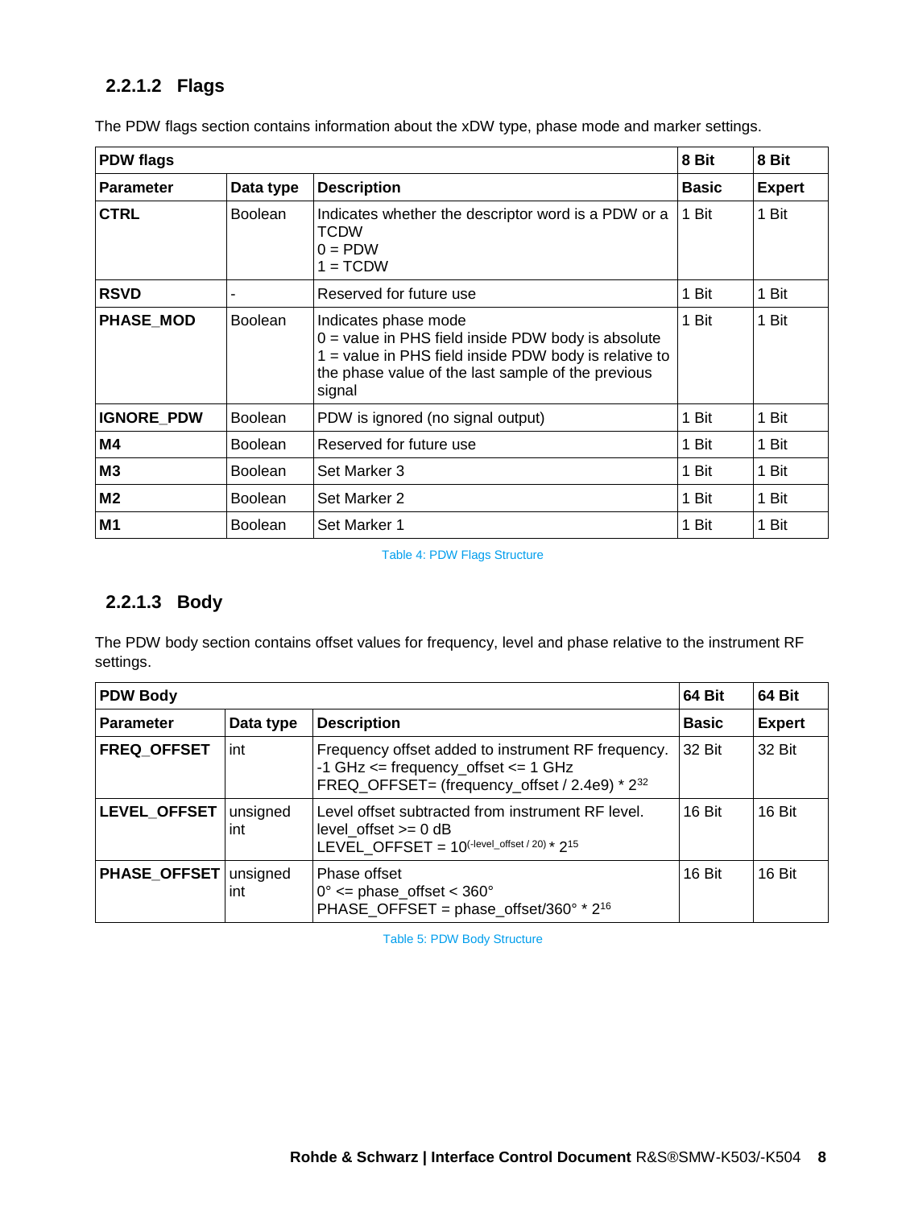### 2.2.1.2 Flags

The PDW flags section contains information about the xDW type, phase mode and marker settings.

| PDW flags | | | 8 Bit | 8 Bit |
|---|---|---|---|---|
| **Parameter** | **Data type** | **Description** | **Basic** | **Expert** |
| **CTRL** | Boolean | Indicates whether the descriptor word is a PDW or a TCDW<br>0 = PDW<br>1 = TCDW | 1 Bit | 1 Bit |
| **RSVD** | - | Reserved for future use | 1 Bit | 1 Bit |
| **PHASE_MOD** | Boolean | Indicates phase mode<br>0 = value in PHS field inside PDW body is absolute<br>1 = value in PHS field inside PDW body is relative to the phase value of the last sample of the previous signal | 1 Bit | 1 Bit |
| **IGNORE_PDW** | Boolean | PDW is ignored (no signal output) | 1 Bit | 1 Bit |
| **M4** | Boolean | Reserved for future use | 1 Bit | 1 Bit |
| **M3** | Boolean | Set Marker 3 | 1 Bit | 1 Bit |
| **M2** | Boolean | Set Marker 2 | 1 Bit | 1 Bit |
| **M1** | Boolean | Set Marker 1 | 1 Bit | 1 Bit |

Table 4: PDW Flags Structure

### 2.2.1.3 Body

The PDW body section contains offset values for frequency, level and phase relative to the instrument RF settings.

| PDW Body | | | 64 Bit | 64 Bit |
|---|---|---|---|---|
| **Parameter** | **Data type** | **Description** | **Basic** | **Expert** |
| **FREQ_OFFSET** | int | Frequency offset added to instrument RF frequency.<br>-1 GHz <= frequency_offset <= 1 GHz<br>FREQ_OFFSET= (frequency_offset / 2.4e9) * $2^{32}$ | 32 Bit | 32 Bit |
| **LEVEL_OFFSET** | unsigned int | Level offset subtracted from instrument RF level.<br>level_offset >= 0 dB<br>LEVEL_OFFSET = $10^{(-level\_offset / 20)} * 2^{15}$ | 16 Bit | 16 Bit |
| **PHASE_OFFSET** | unsigned int | Phase offset<br>0° <= phase_offset < 360°<br>PHASE_OFFSET = phase_offset/360° * $2^{16}$ | 16 Bit | 16 Bit |

Table 5: PDW Body Structure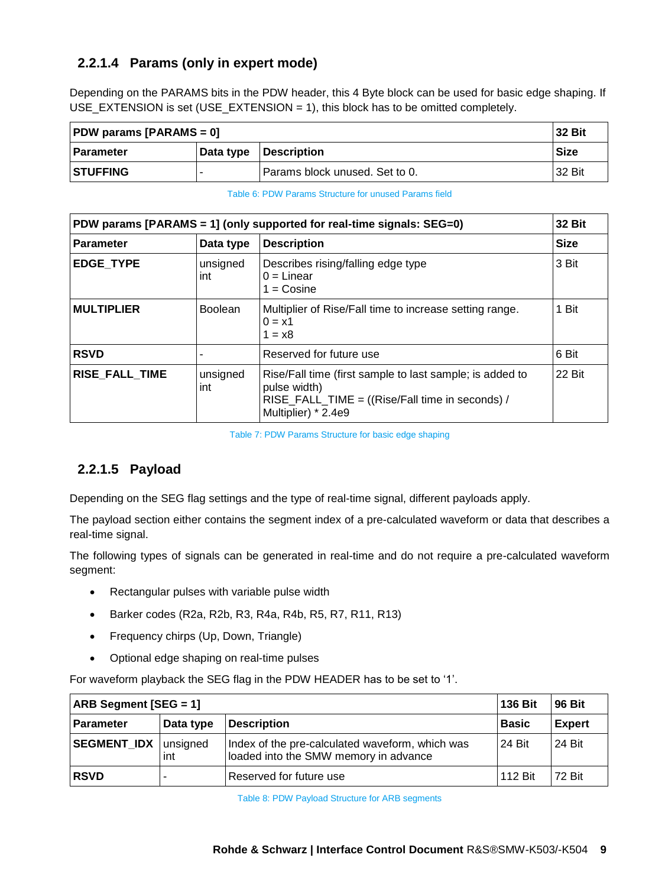### 2.2.1.4 Params (only in expert mode)

Depending on the PARAMS bits in the PDW header, this 4 Byte block can be used for basic edge shaping. If USE_EXTENSION is set (USE_EXTENSION = 1), this block has to be omitted completely.

| **PDW params [PARAMS = 0]** | | | **32 Bit** |
|---|---|---|---|
| **Parameter** | **Data type** | **Description** | **Size** |
| **STUFFING** | - | Params block unused. Set to 0. | 32 Bit |

Table 6: PDW Params Structure for unused Params field

| **PDW params [PARAMS = 1] (only supported for real-time signals: SEG=0)** | | | **32 Bit** |
|---|---|---|---|
| **Parameter** | **Data type** | **Description** | **Size** |
| **EDGE_TYPE** | unsigned int | Describes rising/falling edge type<br>0 = Linear<br>1 = Cosine | 3 Bit |
| **MULTIPLIER** | Boolean | Multiplier of Rise/Fall time to increase setting range.<br>0 = x1<br>1 = x8 | 1 Bit |
| **RSVD** | - | Reserved for future use | 6 Bit |
| **RISE_FALL_TIME** | unsigned int | Rise/Fall time (first sample to last sample; is added to pulse width)<br>RISE_FALL_TIME = ((Rise/Fall time in seconds) / Multiplier) * 2.4e9 | 22 Bit |

Table 7: PDW Params Structure for basic edge shaping

### 2.2.1.5 Payload

Depending on the SEG flag settings and the type of real-time signal, different payloads apply.

The payload section either contains the segment index of a pre-calculated waveform or data that describes a real-time signal.

The following types of signals can be generated in real-time and do not require a pre-calculated waveform segment:

- Rectangular pulses with variable pulse width
- Barker codes (R2a, R2b, R3, R4a, R4b, R5, R7, R11, R13)
- Frequency chirps (Up, Down, Triangle)
- Optional edge shaping on real-time pulses

For waveform playback the SEG flag in the PDW HEADER has to be set to ‘1’.

| **ARB Segment [SEG = 1]** | | | **136 Bit** | **96 Bit** |
|---|---|---|---|---|
| **Parameter** | **Data type** | **Description** | **Basic** | **Expert** |
| **SEGMENT_IDX** | unsigned int | Index of the pre-calculated waveform, which was loaded into the SMW memory in advance | 24 Bit | 24 Bit |
| **RSVD** | - | Reserved for future use | 112 Bit | 72 Bit |

Table 8: PDW Payload Structure for ARB segments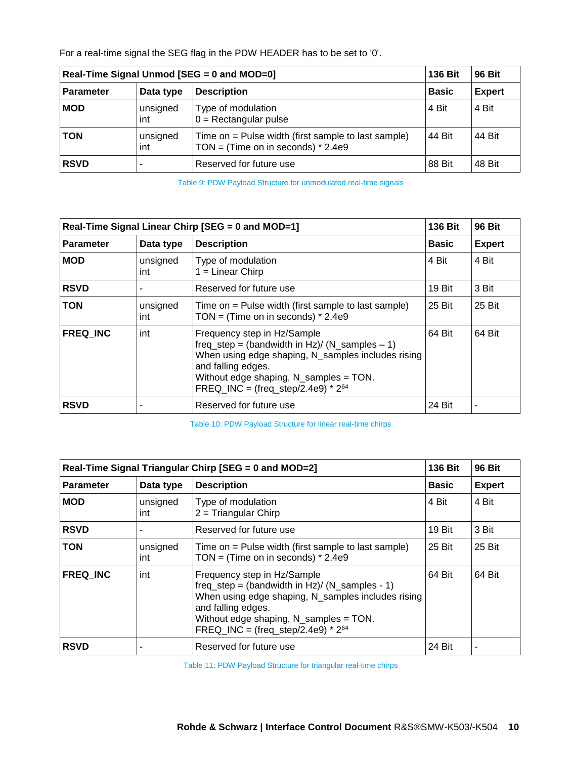For a real-time signal the SEG flag in the PDW HEADER has to be set to '0'.

| **Real-Time Signal Unmod [SEG = 0 and MOD=0]** | | | **136 Bit** | **96 Bit** |
|---|---|---|---|---|
| **Parameter** | **Data type** | **Description** | **Basic** | **Expert** |
| **MOD** | unsigned int | Type of modulation<br>0 = Rectangular pulse | 4 Bit | 4 Bit |
| **TON** | unsigned int | Time on = Pulse width (first sample to last sample)<br>TON = (Time on in seconds) * 2.4e9 | 44 Bit | 44 Bit |
| **RSVD** | - | Reserved for future use | 88 Bit | 48 Bit |

Table 9: PDW Payload Structure for unmodulated real-time signals

| **Real-Time Signal Linear Chirp [SEG = 0 and MOD=1]** | | | **136 Bit** | **96 Bit** |
|---|---|---|---|---|
| **Parameter** | **Data type** | **Description** | **Basic** | **Expert** |
| **MOD** | unsigned int | Type of modulation<br>1 = Linear Chirp | 4 Bit | 4 Bit |
| **RSVD** | - | Reserved for future use | 19 Bit | 3 Bit |
| **TON** | unsigned int | Time on = Pulse width (first sample to last sample)<br>TON = (Time on in seconds) * 2.4e9 | 25 Bit | 25 Bit |
| **FREQ_INC** | int | Frequency step in Hz/Sample<br>freq_step = (bandwidth in Hz)/ (N_samples – 1)<br>When using edge shaping, N_samples includes rising and falling edges.<br>Without edge shaping, N_samples = TON.<br>FREQ_INC = (freq_step/2.4e9) * $2^{64}$ | 64 Bit | 64 Bit |
| **RSVD** | - | Reserved for future use | 24 Bit | - |

Table 10: PDW Payload Structure for linear real-time chirps

| **Real-Time Signal Triangular Chirp [SEG = 0 and MOD=2]** | | | **136 Bit** | **96 Bit** |
|---|---|---|---|---|
| **Parameter** | **Data type** | **Description** | **Basic** | **Expert** |
| **MOD** | unsigned int | Type of modulation<br>2 = Triangular Chirp | 4 Bit | 4 Bit |
| **RSVD** | - | Reserved for future use | 19 Bit | 3 Bit |
| **TON** | unsigned int | Time on = Pulse width (first sample to last sample)<br>TON = (Time on in seconds) * 2.4e9 | 25 Bit | 25 Bit |
| **FREQ_INC** | int | Frequency step in Hz/Sample<br>freq_step = (bandwidth in Hz)/ (N_samples - 1)<br>When using edge shaping, N_samples includes rising and falling edges.<br>Without edge shaping, N_samples = TON.<br>FREQ_INC = (freq_step/2.4e9) * $2^{64}$ | 64 Bit | 64 Bit |
| **RSVD** | - | Reserved for future use | 24 Bit | - |

Table 11: PDW Payload Structure for triangular real-time chirps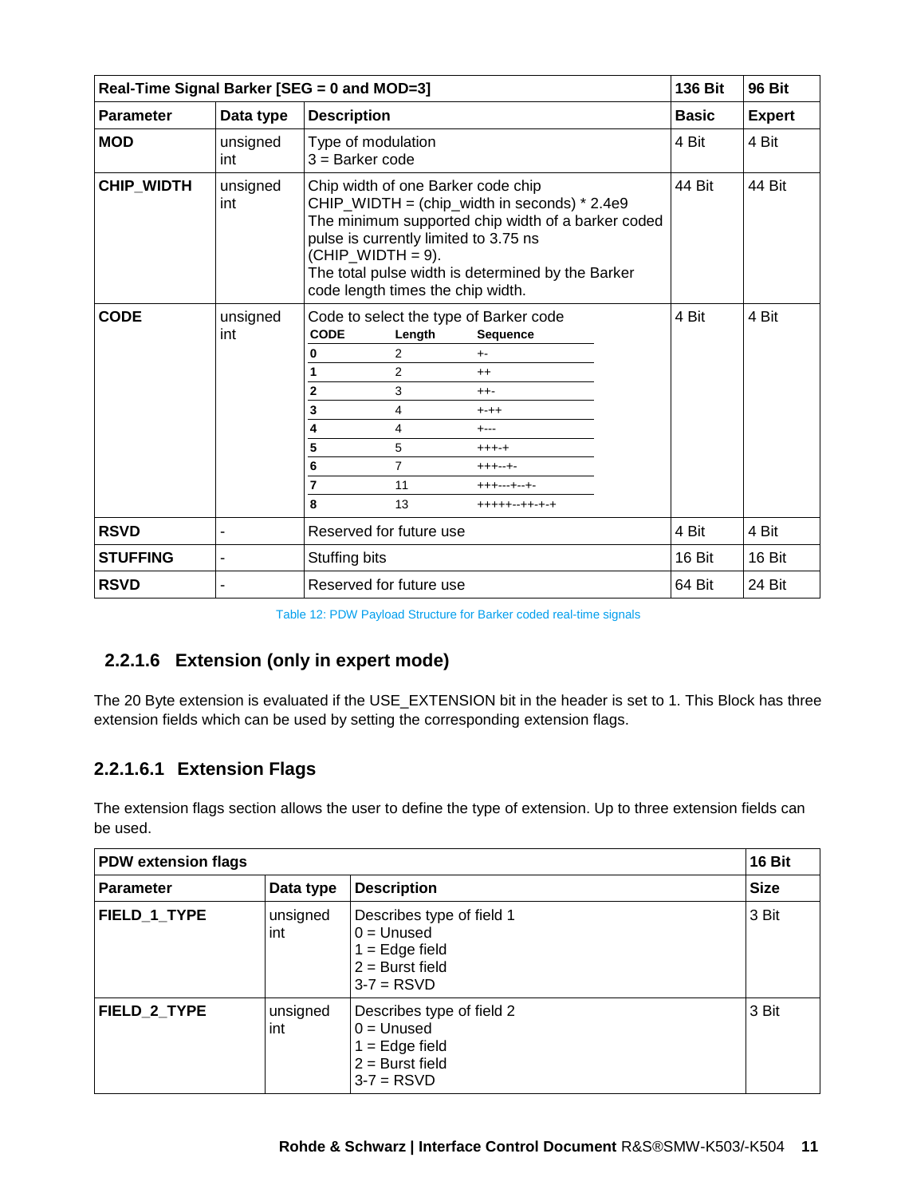| Real-Time Signal Barker [SEG = 0 and MOD=3] | | | 136 Bit | 96 Bit |
|---|---|---|---|---|
| **Parameter** | **Data type** | **Description** | **Basic** | **Expert** |
| **MOD** | unsigned int | Type of modulation<br>3 = Barker code | 4 Bit | 4 Bit |
| **CHIP_WIDTH** | unsigned int | Chip width of one Barker code chip<br>CHIP_WIDTH = (chip_width in seconds) * 2.4e9<br>The minimum supported chip width of a barker coded pulse is currently limited to 3.75 ns (CHIP_WIDTH = 9).<br>The total pulse width is determined by the Barker code length times the chip width. | 44 Bit | 44 Bit |
| **CODE** | unsigned int | Code to select the type of Barker code<br>**CODE** / **Length** / **Sequence**<br>**0** / 2 / +-<br>**1** / 2 / ++<br>**2** / 3 / ++-<br>**3** / 4 / +-++<br>**4** / 4 / +---<br>**5** / 5 / +++-+<br>**6** / 7 / +++--+-<br>**7** / 11 / +++---+--+-<br>**8** / 13 / +++++--++-+-+ | 4 Bit | 4 Bit |
| **RSVD** | - | Reserved for future use | 4 Bit | 4 Bit |
| **STUFFING** | - | Stuffing bits | 16 Bit | 16 Bit |
| **RSVD** | - | Reserved for future use | 64 Bit | 24 Bit |

Table 12: PDW Payload Structure for Barker coded real-time signals

### 2.2.1.6 Extension (only in expert mode)

The 20 Byte extension is evaluated if the USE_EXTENSION bit in the header is set to 1. This Block has three extension fields which can be used by setting the corresponding extension flags.

#### 2.2.1.6.1 Extension Flags

The extension flags section allows the user to define the type of extension. Up to three extension fields can be used.

| PDW extension flags | | | 16 Bit |
|---|---|---|---|
| **Parameter** | **Data type** | **Description** | **Size** |
| **FIELD_1_TYPE** | unsigned int | Describes type of field 1<br>0 = Unused<br>1 = Edge field<br>2 = Burst field<br>3-7 = RSVD | 3 Bit |
| **FIELD_2_TYPE** | unsigned int | Describes type of field 2<br>0 = Unused<br>1 = Edge field<br>2 = Burst field<br>3-7 = RSVD | 3 Bit |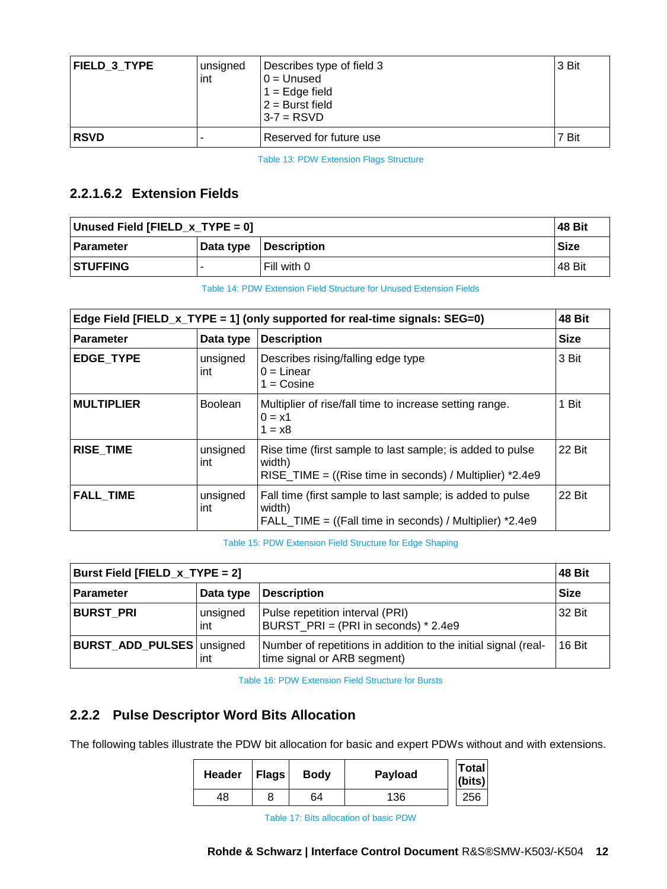| FIELD_3_TYPE | unsigned int | Describes type of field 3<br>0 = Unused<br>1 = Edge field<br>2 = Burst field<br>3-7 = RSVD | 3 Bit |
|---|---|---|---|
| RSVD | - | Reserved for future use | 7 Bit |

Table 13: PDW Extension Flags Structure

#### 2.2.1.6.2 Extension Fields

| Unused Field [FIELD_x_TYPE = 0] | | | 48 Bit |
|---|---|---|---|
| **Parameter** | **Data type** | **Description** | **Size** |
| **STUFFING** | - | Fill with 0 | 48 Bit |

Table 14: PDW Extension Field Structure for Unused Extension Fields

| Edge Field [FIELD_x_TYPE = 1] (only supported for real-time signals: SEG=0) | | | 48 Bit |
|---|---|---|---|
| **Parameter** | **Data type** | **Description** | **Size** |
| **EDGE_TYPE** | unsigned int | Describes rising/falling edge type<br>0 = Linear<br>1 = Cosine | 3 Bit |
| **MULTIPLIER** | Boolean | Multiplier of rise/fall time to increase setting range.<br>0 = x1<br>1 = x8 | 1 Bit |
| **RISE_TIME** | unsigned int | Rise time (first sample to last sample; is added to pulse width)<br>RISE_TIME = ((Rise time in seconds) / Multiplier) *2.4e9 | 22 Bit |
| **FALL_TIME** | unsigned int | Fall time (first sample to last sample; is added to pulse width)<br>FALL_TIME = ((Fall time in seconds) / Multiplier) *2.4e9 | 22 Bit |

Table 15: PDW Extension Field Structure for Edge Shaping

| Burst Field [FIELD_x_TYPE = 2] | | | 48 Bit |
|---|---|---|---|
| **Parameter** | **Data type** | **Description** | **Size** |
| **BURST_PRI** | unsigned int | Pulse repetition interval (PRI)<br>BURST_PRI = (PRI in seconds) * 2.4e9 | 32 Bit |
| **BURST_ADD_PULSES** | unsigned int | Number of repetitions in addition to the initial signal (real-time signal or ARB segment) | 16 Bit |

Table 16: PDW Extension Field Structure for Bursts

### 2.2.2 Pulse Descriptor Word Bits Allocation

The following tables illustrate the PDW bit allocation for basic and expert PDWs without and with extensions.

| Header | Flags | Body | Payload | Total (bits) |
|---|---|---|---|---|
| 48 | 8 | 64 | 136 | 256 |

Table 17: Bits allocation of basic PDW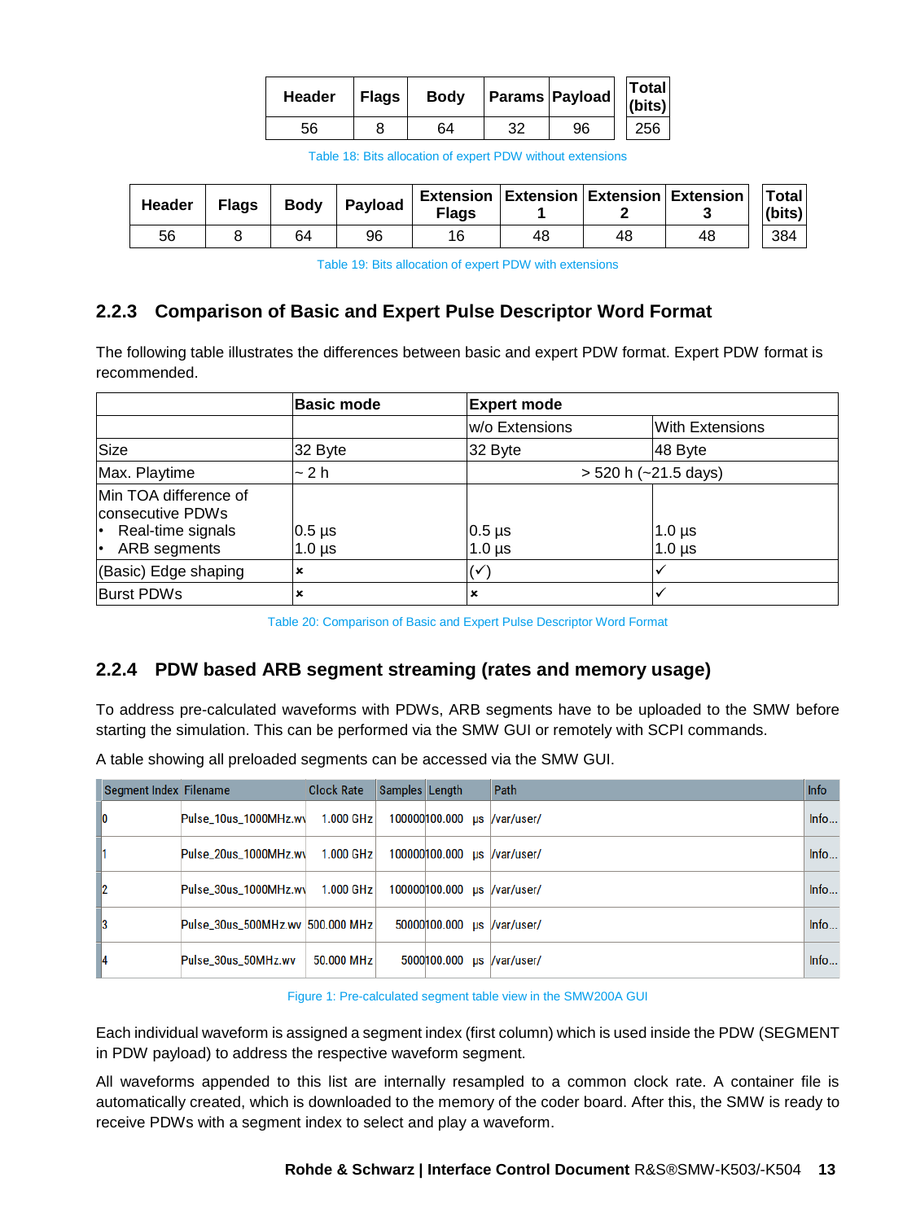| Header | Flags | Body | Params | Payload | Total (bits) |
|---|---|---|---|---|---|
| 56 | 8 | 64 | 32 | 96 | 256 |

Table 18: Bits allocation of expert PDW without extensions

| Header | Flags | Body | Payload | Extension Flags | Extension 1 | Extension 2 | Extension 3 | Total (bits) |
|---|---|---|---|---|---|---|---|---|
| 56 | 8 | 64 | 96 | 16 | 48 | 48 | 48 | 384 |

Table 19: Bits allocation of expert PDW with extensions

### 2.2.3 Comparison of Basic and Expert Pulse Descriptor Word Format

The following table illustrates the differences between basic and expert PDW format. Expert PDW format is recommended.

| | Basic mode | Expert mode | |
|---|---|---|---|
| | | w/o Extensions | With Extensions |
| Size | 32 Byte | 32 Byte | 48 Byte |
| Max. Playtime | ~ 2 h | > 520 h (~21.5 days) | |
| Min TOA difference of consecutive PDWs<br>• Real-time signals<br>• ARB segments | 0.5 µs<br>1.0 µs | 0.5 µs<br>1.0 µs | 1.0 µs<br>1.0 µs |
| (Basic) Edge shaping | × | (✓) | ✓ |
| Burst PDWs | × | × | ✓ |

Table 20: Comparison of Basic and Expert Pulse Descriptor Word Format

### 2.2.4 PDW based ARB segment streaming (rates and memory usage)

To address pre-calculated waveforms with PDWs, ARB segments have to be uploaded to the SMW before starting the simulation. This can be performed via the SMW GUI or remotely with SCPI commands.

A table showing all preloaded segments can be accessed via the SMW GUI.

| Segment Index | Filename | Clock Rate | Samples | Length | Path | Info |
|---|---|---|---|---|---|---|
| 0 | Pulse_10us_1000MHz.wv | 1.000 GHz | 100000 | 100.000 µs | /var/user/ | Info... |
| 1 | Pulse_20us_1000MHz.wv | 1.000 GHz | 100000 | 100.000 µs | /var/user/ | Info... |
| 2 | Pulse_30us_1000MHz.wv | 1.000 GHz | 100000 | 100.000 µs | /var/user/ | Info... |
| 3 | Pulse_30us_500MHz.wv | 500.000 MHz | 50000 | 100.000 µs | /var/user/ | Info... |
| 4 | Pulse_30us_50MHz.wv | 50.000 MHz | 5000 | 100.000 µs | /var/user/ | Info... |

Figure 1: Pre-calculated segment table view in the SMW200A GUI

Each individual waveform is assigned a segment index (first column) which is used inside the PDW (SEGMENT in PDW payload) to address the respective waveform segment.

All waveforms appended to this list are internally resampled to a common clock rate. A container file is automatically created, which is downloaded to the memory of the coder board. After this, the SMW is ready to receive PDWs with a segment index to select and play a waveform.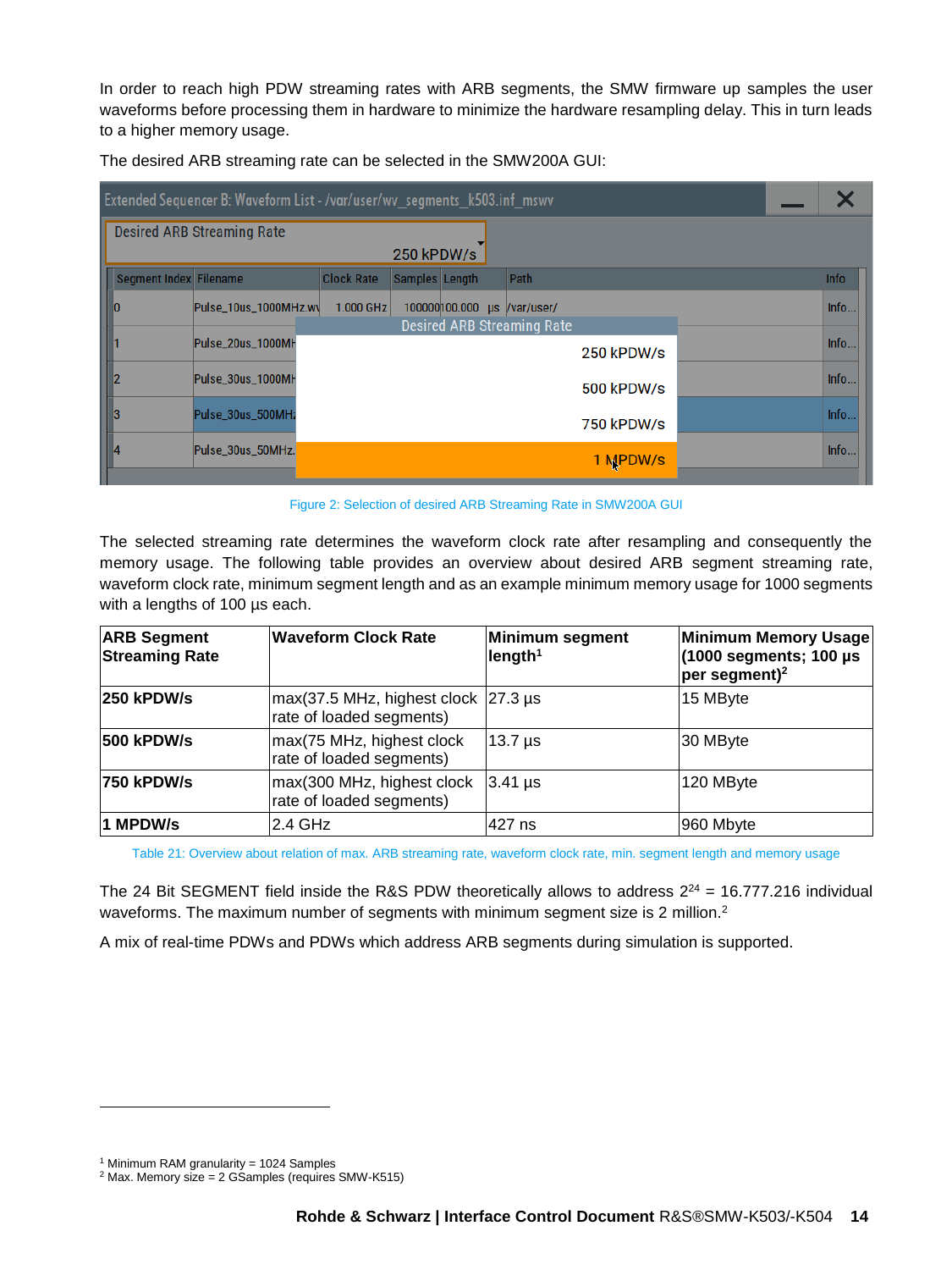In order to reach high PDW streaming rates with ARB segments, the SMW firmware up samples the user waveforms before processing them in hardware to minimize the hardware resampling delay. This in turn leads to a higher memory usage.

The desired ARB streaming rate can be selected in the SMW200A GUI:

Figure 2: Selection of desired ARB Streaming Rate in SMW200A GUI

The selected streaming rate determines the waveform clock rate after resampling and consequently the memory usage. The following table provides an overview about desired ARB segment streaming rate, waveform clock rate, minimum segment length and as an example minimum memory usage for 1000 segments with a lengths of 100 µs each.

| ARB Segment Streaming Rate | Waveform Clock Rate | Minimum segment length[1] | Minimum Memory Usage (1000 segments; 100 µs per segment)[2] |
|---|---|---|---|
| **250 kPDW/s** | max(37.5 MHz, highest clock rate of loaded segments) | 27.3 µs | 15 MByte |
| **500 kPDW/s** | max(75 MHz, highest clock rate of loaded segments) | 13.7 µs | 30 MByte |
| **750 kPDW/s** | max(300 MHz, highest clock rate of loaded segments) | 3.41 µs | 120 MByte |
| **1 MPDW/s** | 2.4 GHz | 427 ns | 960 Mbyte |

Table 21: Overview about relation of max. ARB streaming rate, waveform clock rate, min. segment length and memory usage

The 24 Bit SEGMENT field inside the R&S PDW theoretically allows to address $2^{24}$ = 16.777.216 individual waveforms. The maximum number of segments with minimum segment size is 2 million.[2]

A mix of real-time PDWs and PDWs which address ARB segments during simulation is supported.

---

[1] Minimum RAM granularity = 1024 Samples

[2] Max. Memory size = 2 GSamples (requires SMW-K515)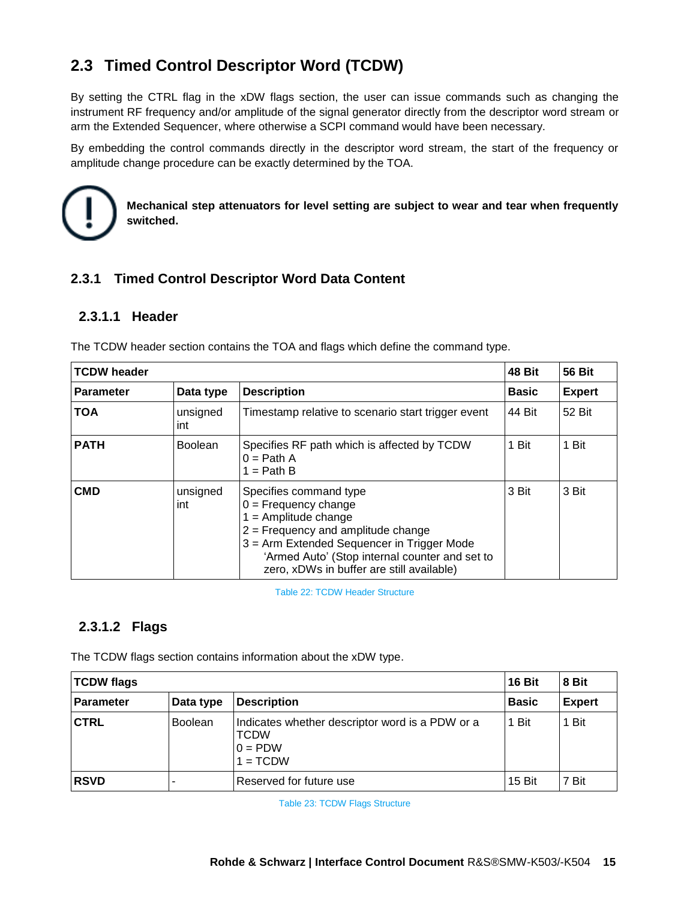## 2.3 Timed Control Descriptor Word (TCDW)

By setting the CTRL flag in the xDW flags section, the user can issue commands such as changing the instrument RF frequency and/or amplitude of the signal generator directly from the descriptor word stream or arm the Extended Sequencer, where otherwise a SCPI command would have been necessary.

By embedding the control commands directly in the descriptor word stream, the start of the frequency or amplitude change procedure can be exactly determined by the TOA.

**Mechanical step attenuators for level setting are subject to wear and tear when frequently switched.**

### 2.3.1 Timed Control Descriptor Word Data Content

#### 2.3.1.1 Header

The TCDW header section contains the TOA and flags which define the command type.

| TCDW header | | | 48 Bit | 56 Bit |
|---|---|---|---|---|
| **Parameter** | **Data type** | **Description** | **Basic** | **Expert** |
| **TOA** | unsigned int | Timestamp relative to scenario start trigger event | 44 Bit | 52 Bit |
| **PATH** | Boolean | Specifies RF path which is affected by TCDW<br>0 = Path A<br>1 = Path B | 1 Bit | 1 Bit |
| **CMD** | unsigned int | Specifies command type<br>0 = Frequency change<br>1 = Amplitude change<br>2 = Frequency and amplitude change<br>3 = Arm Extended Sequencer in Trigger Mode 'Armed Auto' (Stop internal counter and set to zero, xDWs in buffer are still available) | 3 Bit | 3 Bit |

Table 22: TCDW Header Structure

#### 2.3.1.2 Flags

The TCDW flags section contains information about the xDW type.

| TCDW flags | | | 16 Bit | 8 Bit |
|---|---|---|---|---|
| **Parameter** | **Data type** | **Description** | **Basic** | **Expert** |
| **CTRL** | Boolean | Indicates whether descriptor word is a PDW or a TCDW<br>0 = PDW<br>1 = TCDW | 1 Bit | 1 Bit |
| **RSVD** | - | Reserved for future use | 15 Bit | 7 Bit |

Table 23: TCDW Flags Structure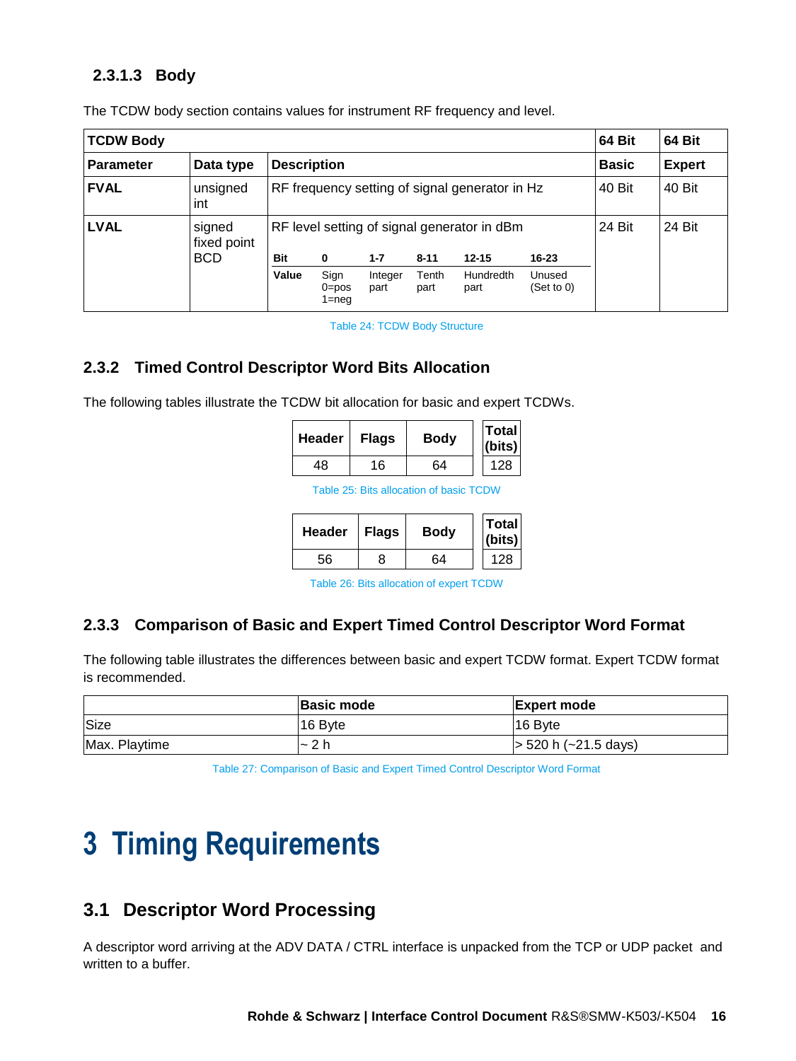### 2.3.1.3 Body

The TCDW body section contains values for instrument RF frequency and level.

| TCDW Body | | | 64 Bit | 64 Bit |
|---|---|---|---|---|
| **Parameter** | **Data type** | **Description** | **Basic** | **Expert** |
| **FVAL** | unsigned int | RF frequency setting of signal generator in Hz | 40 Bit | 40 Bit |
| **LVAL** | signed fixed point BCD | RF level setting of signal generator in dBm<br><br>**Bit**: **0** / **1-7** / **8-11** / **12-15** / **16-23**<br>**Value**: Sign 0=pos 1=neg / Integer part / Tenth part / Hundredth part / Unused (Set to 0) | 24 Bit | 24 Bit |

Table 24: TCDW Body Structure

## 2.3.2 Timed Control Descriptor Word Bits Allocation

The following tables illustrate the TCDW bit allocation for basic and expert TCDWs.

| Header | Flags | Body | Total (bits) |
|---|---|---|---|
| 48 | 16 | 64 | 128 |

Table 25: Bits allocation of basic TCDW

| Header | Flags | Body | Total (bits) |
|---|---|---|---|
| 56 | 8 | 64 | 128 |

Table 26: Bits allocation of expert TCDW

## 2.3.3 Comparison of Basic and Expert Timed Control Descriptor Word Format

The following table illustrates the differences between basic and expert TCDW format. Expert TCDW format is recommended.

| | Basic mode | Expert mode |
|---|---|---|
| Size | 16 Byte | 16 Byte |
| Max. Playtime | ~ 2 h | > 520 h (~21.5 days) |

Table 27: Comparison of Basic and Expert Timed Control Descriptor Word Format

# 3 Timing Requirements

## 3.1 Descriptor Word Processing

A descriptor word arriving at the ADV DATA / CTRL interface is unpacked from the TCP or UDP packet and written to a buffer.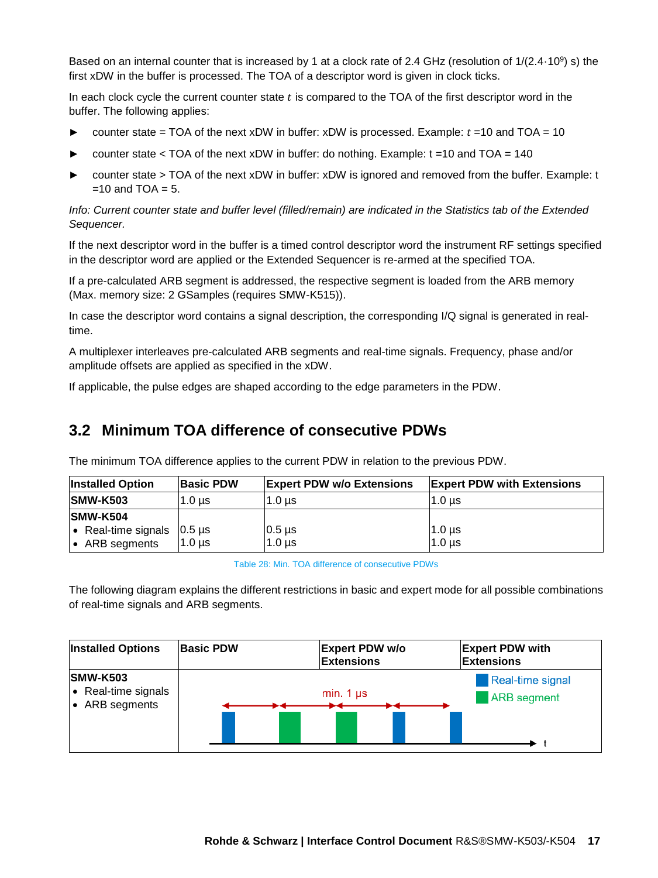Based on an internal counter that is increased by 1 at a clock rate of 2.4 GHz (resolution of $1/(2.4 \cdot 10^9)$ s) the first xDW in the buffer is processed. The TOA of a descriptor word is given in clock ticks.

In each clock cycle the current counter state $t$ is compared to the TOA of the first descriptor word in the buffer. The following applies:

- counter state = TOA of the next xDW in buffer: xDW is processed. Example: $t$ =10 and TOA = 10
- counter state < TOA of the next xDW in buffer: do nothing. Example: t =10 and TOA = 140
- counter state > TOA of the next xDW in buffer: xDW is ignored and removed from the buffer. Example: t =10 and TOA = 5.

*Info: Current counter state and buffer level (filled/remain) are indicated in the Statistics tab of the Extended Sequencer.*

If the next descriptor word in the buffer is a timed control descriptor word the instrument RF settings specified in the descriptor word are applied or the Extended Sequencer is re-armed at the specified TOA.

If a pre-calculated ARB segment is addressed, the respective segment is loaded from the ARB memory (Max. memory size: 2 GSamples (requires SMW-K515)).

In case the descriptor word contains a signal description, the corresponding I/Q signal is generated in real-time.

A multiplexer interleaves pre-calculated ARB segments and real-time signals. Frequency, phase and/or amplitude offsets are applied as specified in the xDW.

If applicable, the pulse edges are shaped according to the edge parameters in the PDW.

## 3.2 Minimum TOA difference of consecutive PDWs

The minimum TOA difference applies to the current PDW in relation to the previous PDW.

| Installed Option | Basic PDW | Expert PDW w/o Extensions | Expert PDW with Extensions |
|---|---|---|---|
| **SMW-K503** | 1.0 µs | 1.0 µs | 1.0 µs |
| **SMW-K504** | | | |
| • Real-time signals | 0.5 µs | 0.5 µs | 1.0 µs |
| • ARB segments | 1.0 µs | 1.0 µs | 1.0 µs |

Table 28: Min. TOA difference of consecutive PDWs

The following diagram explains the different restrictions in basic and expert mode for all possible combinations of real-time signals and ARB segments.

| Installed Options | Basic PDW | Expert PDW w/o Extensions | Expert PDW with Extensions |
|---|---|---|---|
| **SMW-K503**<br>• Real-time signals<br>• ARB segments | min. 1 µs (Real-time signal / ARB segment) | | |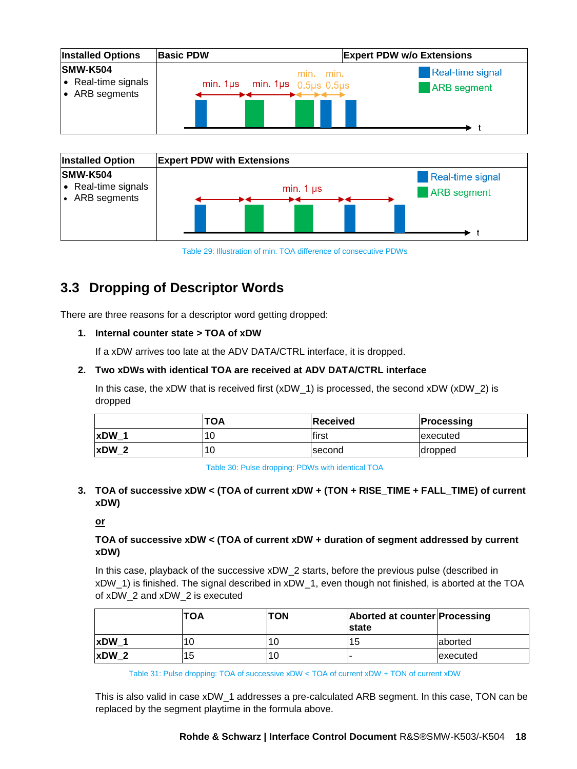| Installed Options | Basic PDW | Expert PDW w/o Extensions |
|---|---|---|
| **SMW-K504**<br>• Real-time signals<br>• ARB segments | min. 1µs, min. 1µs, min. 0.5µs, min. 0.5µs (Real-time signal / ARB segment) | |

| Installed Option | Expert PDW with Extensions |
|---|---|
| **SMW-K504**<br>• Real-time signals<br>• ARB segments | min. 1 µs (Real-time signal / ARB segment) |

Table 29: Illustration of min. TOA difference of consecutive PDWs

## 3.3 Dropping of Descriptor Words

There are three reasons for a descriptor word getting dropped:

1. **Internal counter state > TOA of xDW**

   If a xDW arrives too late at the ADV DATA/CTRL interface, it is dropped.

2. **Two xDWs with identical TOA are received at ADV DATA/CTRL interface**

   In this case, the xDW that is received first (xDW_1) is processed, the second xDW (xDW_2) is dropped

| | TOA | Received | Processing |
|---|---|---|---|
| **xDW_1** | 10 | first | executed |
| **xDW_2** | 10 | second | dropped |

Table 30: Pulse dropping: PDWs with identical TOA

3. **TOA of successive xDW < (TOA of current xDW + (TON + RISE_TIME + FALL_TIME) of current xDW)**

   **or**

   **TOA of successive xDW < (TOA of current xDW + duration of segment addressed by current xDW)**

   In this case, playback of the successive xDW_2 starts, before the previous pulse (described in xDW_1) is finished. The signal described in xDW_1, even though not finished, is aborted at the TOA of xDW_2 and xDW_2 is executed

| | TOA | TON | Aborted at counter state | Processing |
|---|---|---|---|---|
| **xDW_1** | 10 | 10 | 15 | aborted |
| **xDW_2** | 15 | 10 | - | executed |

Table 31: Pulse dropping: TOA of successive xDW < TOA of current xDW + TON of current xDW

This is also valid in case xDW_1 addresses a pre-calculated ARB segment. In this case, TON can be replaced by the segment playtime in the formula above.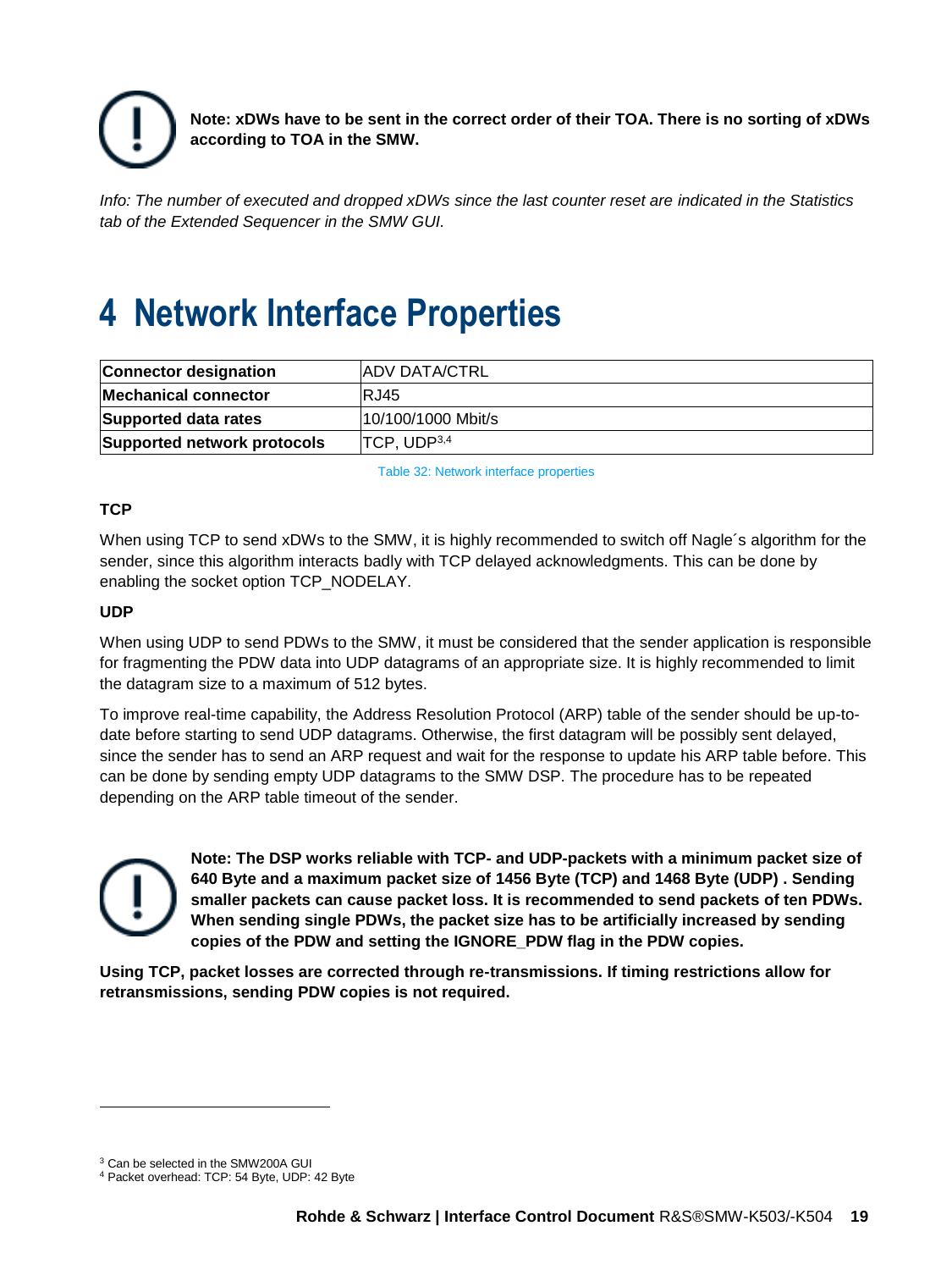**Note: xDWs have to be sent in the correct order of their TOA. There is no sorting of xDWs according to TOA in the SMW.**

*Info: The number of executed and dropped xDWs since the last counter reset are indicated in the Statistics tab of the Extended Sequencer in the SMW GUI.*

# 4 Network Interface Properties

| **Connector designation** | ADV DATA/CTRL |
|---|---|
| **Mechanical connector** | RJ45 |
| **Supported data rates** | 10/100/1000 Mbit/s |
| **Supported network protocols** | TCP, UDP[3,4] |

Table 32: Network interface properties

**TCP**

When using TCP to send xDWs to the SMW, it is highly recommended to switch off Nagle´s algorithm for the sender, since this algorithm interacts badly with TCP delayed acknowledgments. This can be done by enabling the socket option TCP_NODELAY.

**UDP**

When using UDP to send PDWs to the SMW, it must be considered that the sender application is responsible for fragmenting the PDW data into UDP datagrams of an appropriate size. It is highly recommended to limit the datagram size to a maximum of 512 bytes.

To improve real-time capability, the Address Resolution Protocol (ARP) table of the sender should be up-to-date before starting to send UDP datagrams. Otherwise, the first datagram will be possibly sent delayed, since the sender has to send an ARP request and wait for the response to update his ARP table before. This can be done by sending empty UDP datagrams to the SMW DSP. The procedure has to be repeated depending on the ARP table timeout of the sender.

**Note: The DSP works reliable with TCP- and UDP-packets with a minimum packet size of 640 Byte and a maximum packet size of 1456 Byte (TCP) and 1468 Byte (UDP) . Sending smaller packets can cause packet loss. It is recommended to send packets of ten PDWs. When sending single PDWs, the packet size has to be artificially increased by sending copies of the PDW and setting the IGNORE_PDW flag in the PDW copies.**

**Using TCP, packet losses are corrected through re-transmissions. If timing restrictions allow for retransmissions, sending PDW copies is not required.**

---

[3] Can be selected in the SMW200A GUI

[4] Packet overhead: TCP: 54 Byte, UDP: 42 Byte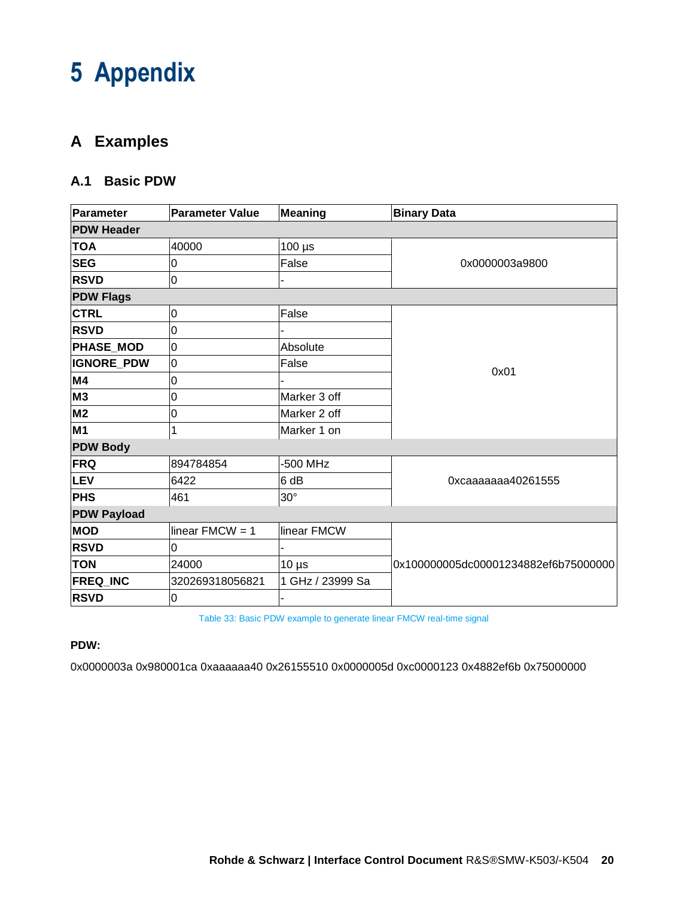# 5 Appendix

## A Examples

### A.1 Basic PDW

| Parameter | Parameter Value | Meaning | Binary Data |
|---|---|---|---|
| **PDW Header** | | | |
| **TOA** | 40000 | 100 µs | 0x0000003a9800 |
| **SEG** | 0 | False | |
| **RSVD** | 0 | - | |
| **PDW Flags** | | | |
| **CTRL** | 0 | False | 0x01 |
| **RSVD** | 0 | - | |
| **PHASE_MOD** | 0 | Absolute | |
| **IGNORE_PDW** | 0 | False | |
| **M4** | 0 | - | |
| **M3** | 0 | Marker 3 off | |
| **M2** | 0 | Marker 2 off | |
| **M1** | 1 | Marker 1 on | |
| **PDW Body** | | | |
| **FRQ** | 894784854 | -500 MHz | 0xcaaaaaaa40261555 |
| **LEV** | 6422 | 6 dB | |
| **PHS** | 461 | 30° | |
| **PDW Payload** | | | |
| **MOD** | linear FMCW = 1 | linear FMCW | 0x100000005dc00001234882ef6b75000000 |
| **RSVD** | 0 | - | |
| **TON** | 24000 | 10 µs | |
| **FREQ_INC** | 320269318056821 | 1 GHz / 23999 Sa | |
| **RSVD** | 0 | - | |

Table 33: Basic PDW example to generate linear FMCW real-time signal

**PDW:**

0x0000003a 0x980001ca 0xaaaaaa40 0x26155510 0x0000005d 0xc0000123 0x4882ef6b 0x75000000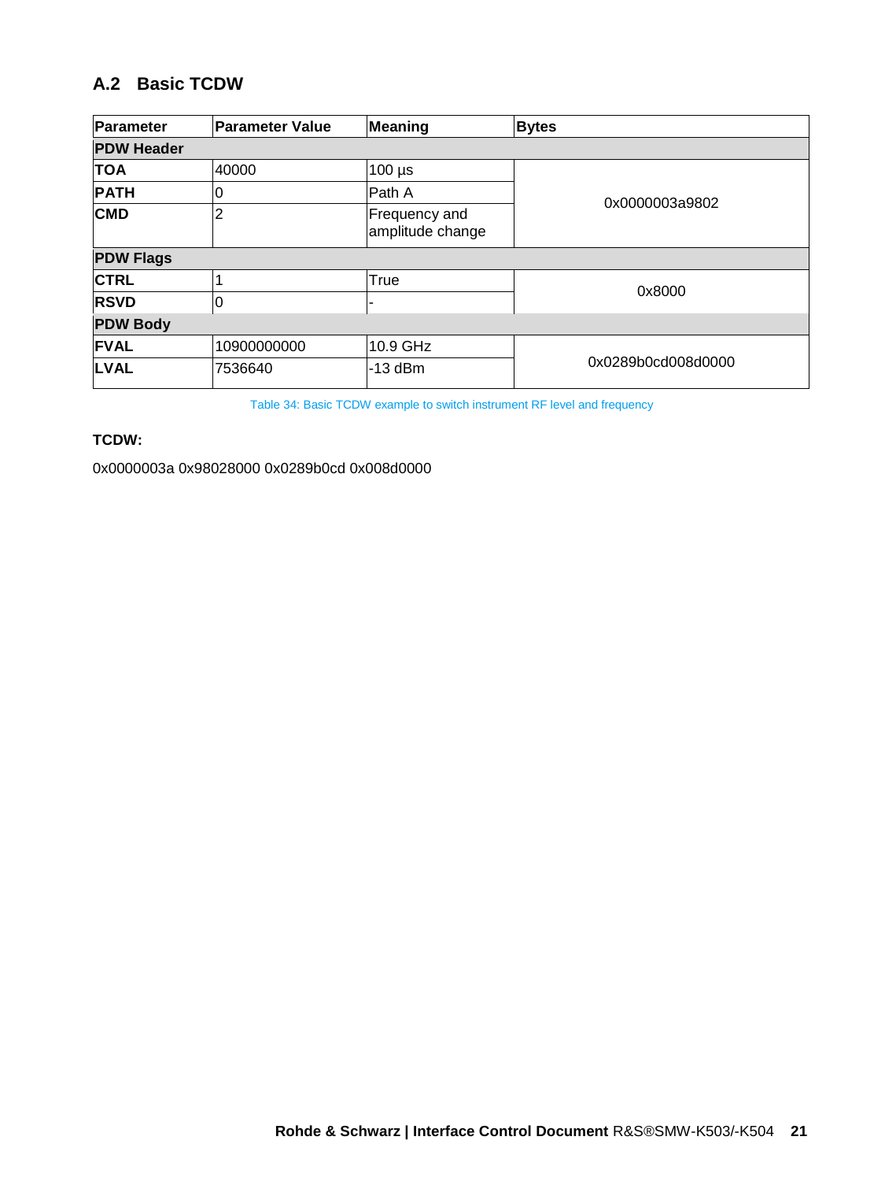## A.2 Basic TCDW

| Parameter | Parameter Value | Meaning | Bytes |
|---|---|---|---|
| **PDW Header** | | | |
| **TOA** | 40000 | 100 µs | 0x0000003a9802 |
| **PATH** | 0 | Path A | |
| **CMD** | 2 | Frequency and amplitude change | |
| **PDW Flags** | | | |
| **CTRL** | 1 | True | 0x8000 |
| **RSVD** | 0 | - | |
| **PDW Body** | | | |
| **FVAL** | 10900000000 | 10.9 GHz | 0x0289b0cd008d0000 |
| **LVAL** | 7536640 | -13 dBm | |

Table 34: Basic TCDW example to switch instrument RF level and frequency

**TCDW:**

0x0000003a 0x98028000 0x0289b0cd 0x008d0000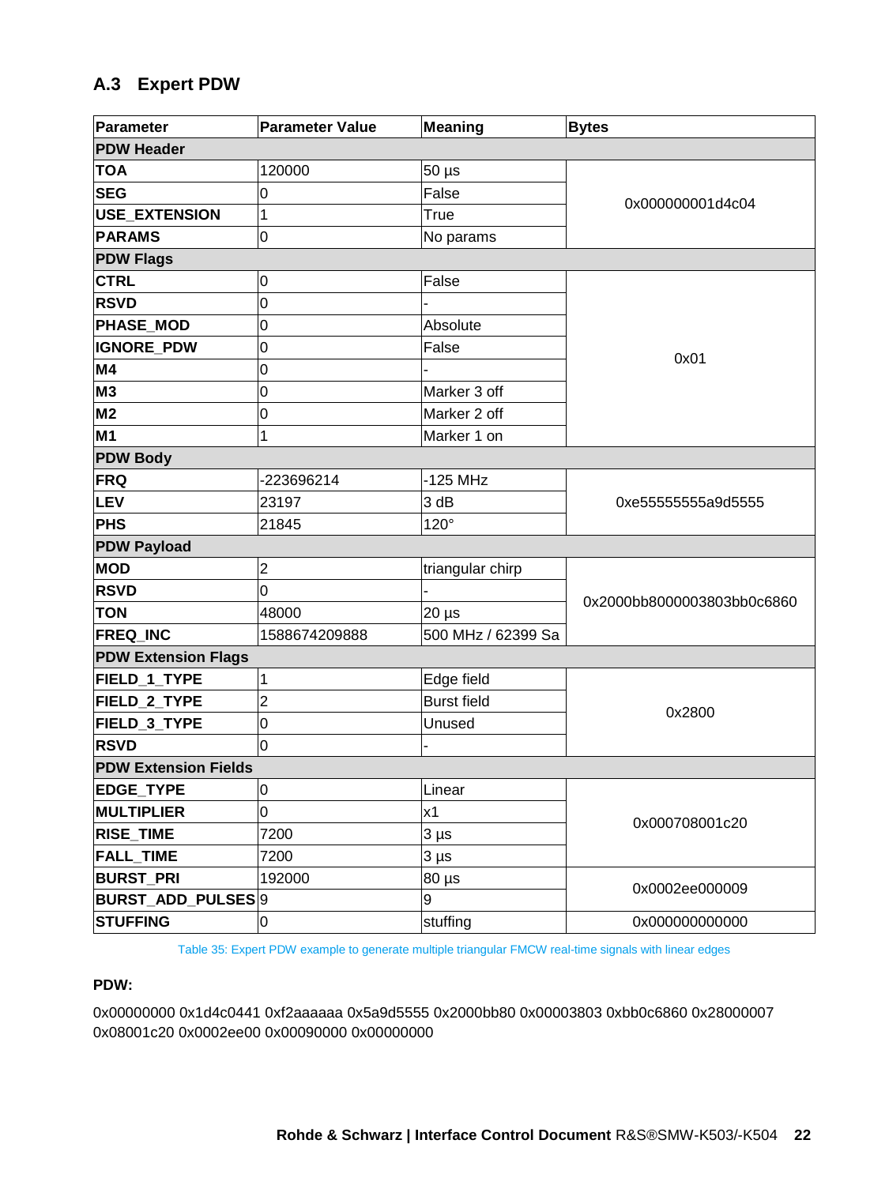## A.3 Expert PDW

| Parameter | Parameter Value | Meaning | Bytes |
|---|---|---|---|
| **PDW Header** | | | |
| **TOA** | 120000 | 50 µs | 0x000000001d4c04 |
| **SEG** | 0 | False | |
| **USE_EXTENSION** | 1 | True | |
| **PARAMS** | 0 | No params | |
| **PDW Flags** | | | |
| **CTRL** | 0 | False | 0x01 |
| **RSVD** | 0 | - | |
| **PHASE_MOD** | 0 | Absolute | |
| **IGNORE_PDW** | 0 | False | |
| **M4** | 0 | - | |
| **M3** | 0 | Marker 3 off | |
| **M2** | 0 | Marker 2 off | |
| **M1** | 1 | Marker 1 on | |
| **PDW Body** | | | |
| **FRQ** | -223696214 | -125 MHz | 0xe55555555a9d5555 |
| **LEV** | 23197 | 3 dB | |
| **PHS** | 21845 | 120° | |
| **PDW Payload** | | | |
| **MOD** | 2 | triangular chirp | 0x2000bb8000003803bb0c6860 |
| **RSVD** | 0 | - | |
| **TON** | 48000 | 20 µs | |
| **FREQ_INC** | 1588674209888 | 500 MHz / 62399 Sa | |
| **PDW Extension Flags** | | | |
| **FIELD_1_TYPE** | 1 | Edge field | 0x2800 |
| **FIELD_2_TYPE** | 2 | Burst field | |
| **FIELD_3_TYPE** | 0 | Unused | |
| **RSVD** | 0 | - | |
| **PDW Extension Fields** | | | |
| **EDGE_TYPE** | 0 | Linear | 0x000708001c20 |
| **MULTIPLIER** | 0 | x1 | |
| **RISE_TIME** | 7200 | 3 µs | |
| **FALL_TIME** | 7200 | 3 µs | |
| **BURST_PRI** | 192000 | 80 µs | 0x0002ee000009 |
| **BURST_ADD_PULSES** | 9 | 9 | |
| **STUFFING** | 0 | stuffing | 0x000000000000 |

Table 35: Expert PDW example to generate multiple triangular FMCW real-time signals with linear edges

**PDW:**

0x00000000 0x1d4c0441 0xf2aaaaaa 0x5a9d5555 0x2000bb80 0x00003803 0xbb0c6860 0x28000007 0x08001c20 0x0002ee00 0x00090000 0x00000000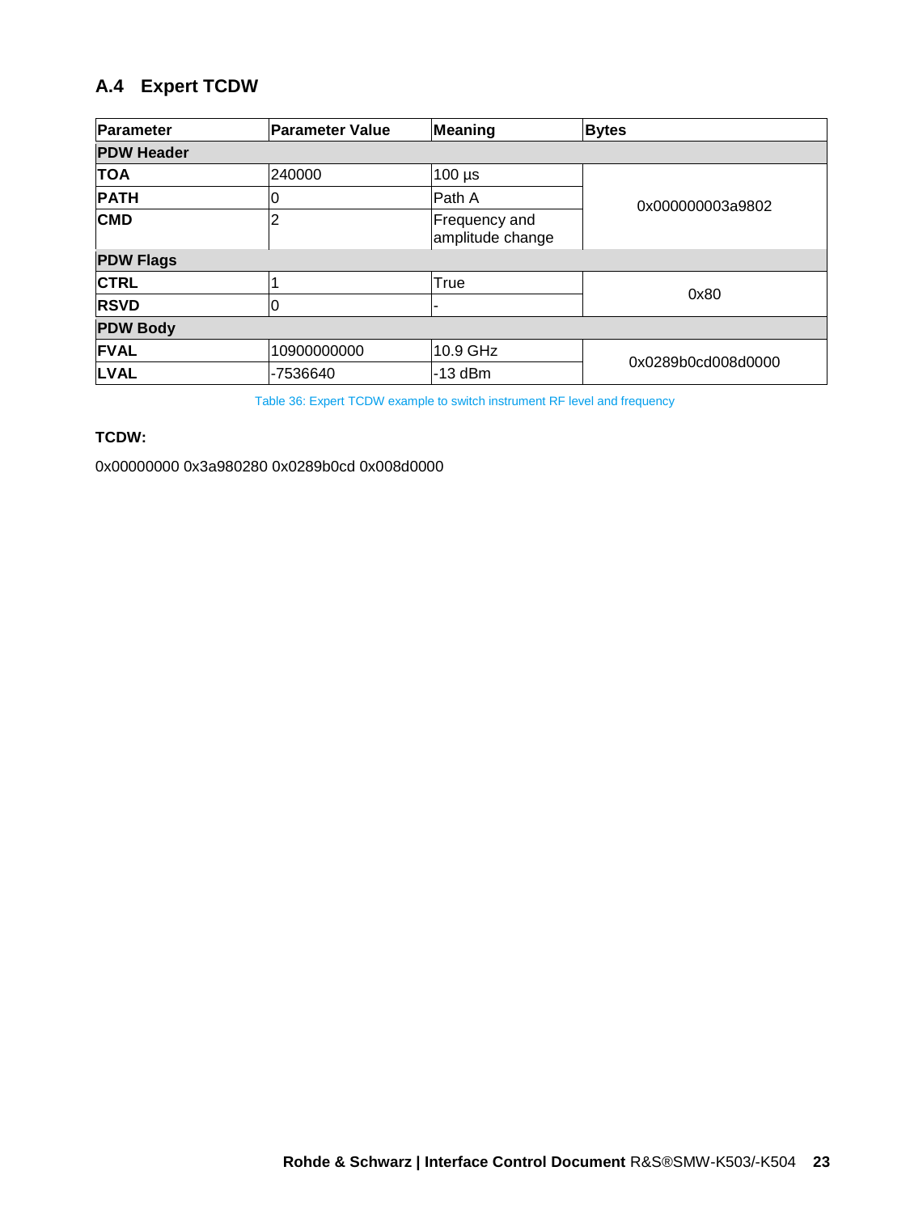## A.4 Expert TCDW

| Parameter | Parameter Value | Meaning | Bytes |
|---|---|---|---|
| **PDW Header** | | | |
| **TOA** | 240000 | 100 µs | 0x000000003a9802 |
| **PATH** | 0 | Path A | |
| **CMD** | 2 | Frequency and amplitude change | |
| **PDW Flags** | | | |
| **CTRL** | 1 | True | 0x80 |
| **RSVD** | 0 | - | |
| **PDW Body** | | | |
| **FVAL** | 10900000000 | 10.9 GHz | 0x0289b0cd008d0000 |
| **LVAL** | -7536640 | -13 dBm | |

Table 36: Expert TCDW example to switch instrument RF level and frequency

**TCDW:**

0x00000000 0x3a980280 0x0289b0cd 0x008d0000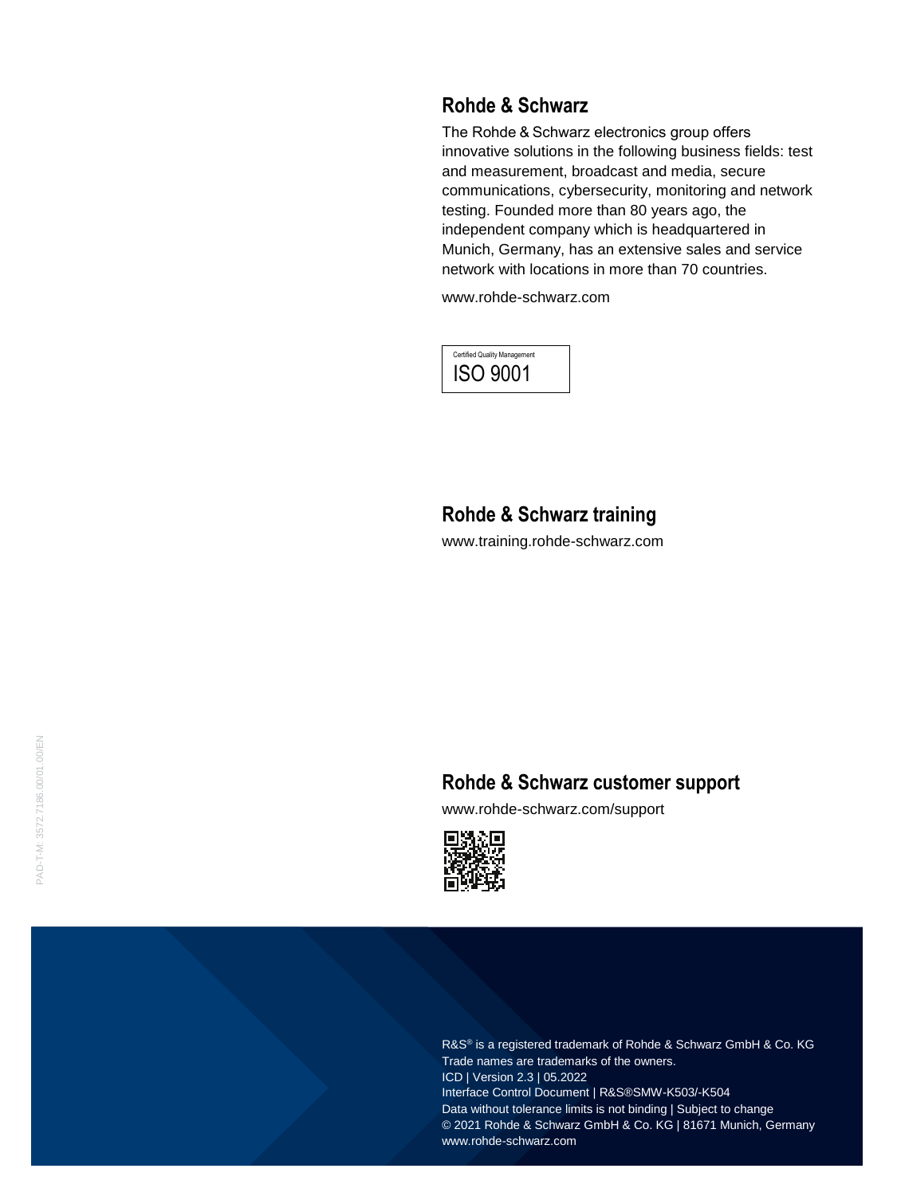## Rohde & Schwarz

The Rohde & Schwarz electronics group offers innovative solutions in the following business fields: test and measurement, broadcast and media, secure communications, cybersecurity, monitoring and network testing. Founded more than 80 years ago, the independent company which is headquartered in Munich, Germany, has an extensive sales and service network with locations in more than 70 countries.

www.rohde-schwarz.com

Certified Quality Management
ISO 9001

## Rohde & Schwarz training

www.training.rohde-schwarz.com

## Rohde & Schwarz customer support

www.rohde-schwarz.com/support

PAD-T-M: 3572.7186.00/01.00/EN

R&S® is a registered trademark of Rohde & Schwarz GmbH & Co. KG
Trade names are trademarks of the owners.
ICD | Version 2.3 | 05.2022
Interface Control Document | R&S®SMW-K503/-K504
Data without tolerance limits is not binding | Subject to change
© 2021 Rohde & Schwarz GmbH & Co. KG | 81671 Munich, Germany
www.rohde-schwarz.com